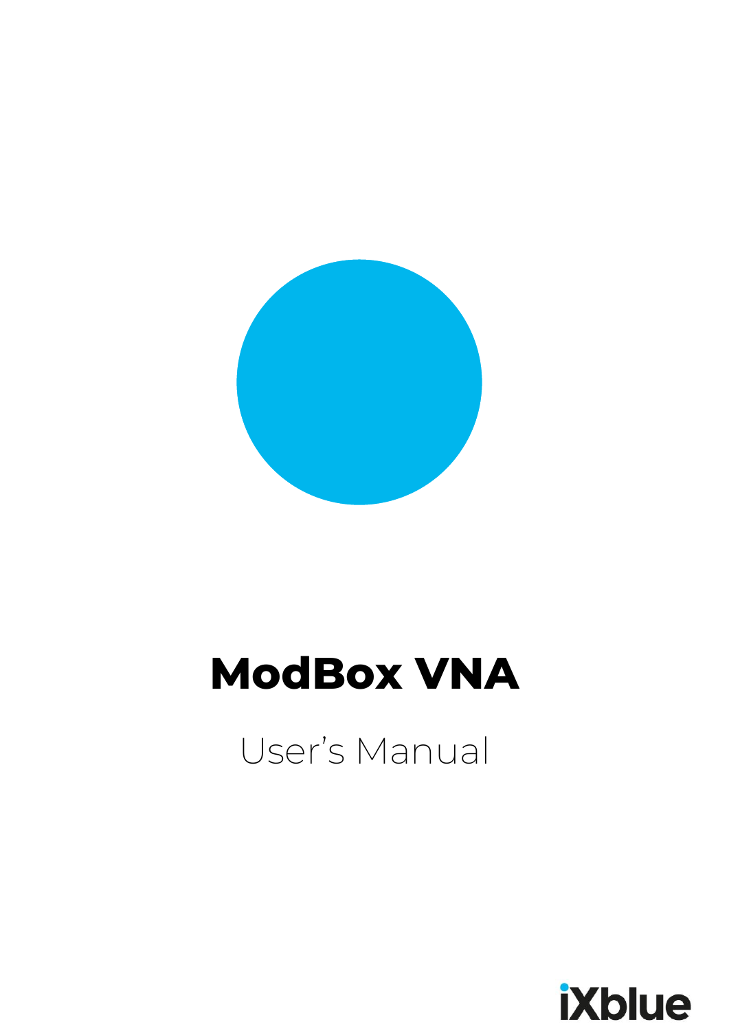# ModBox VNA

User's Manual

iXblue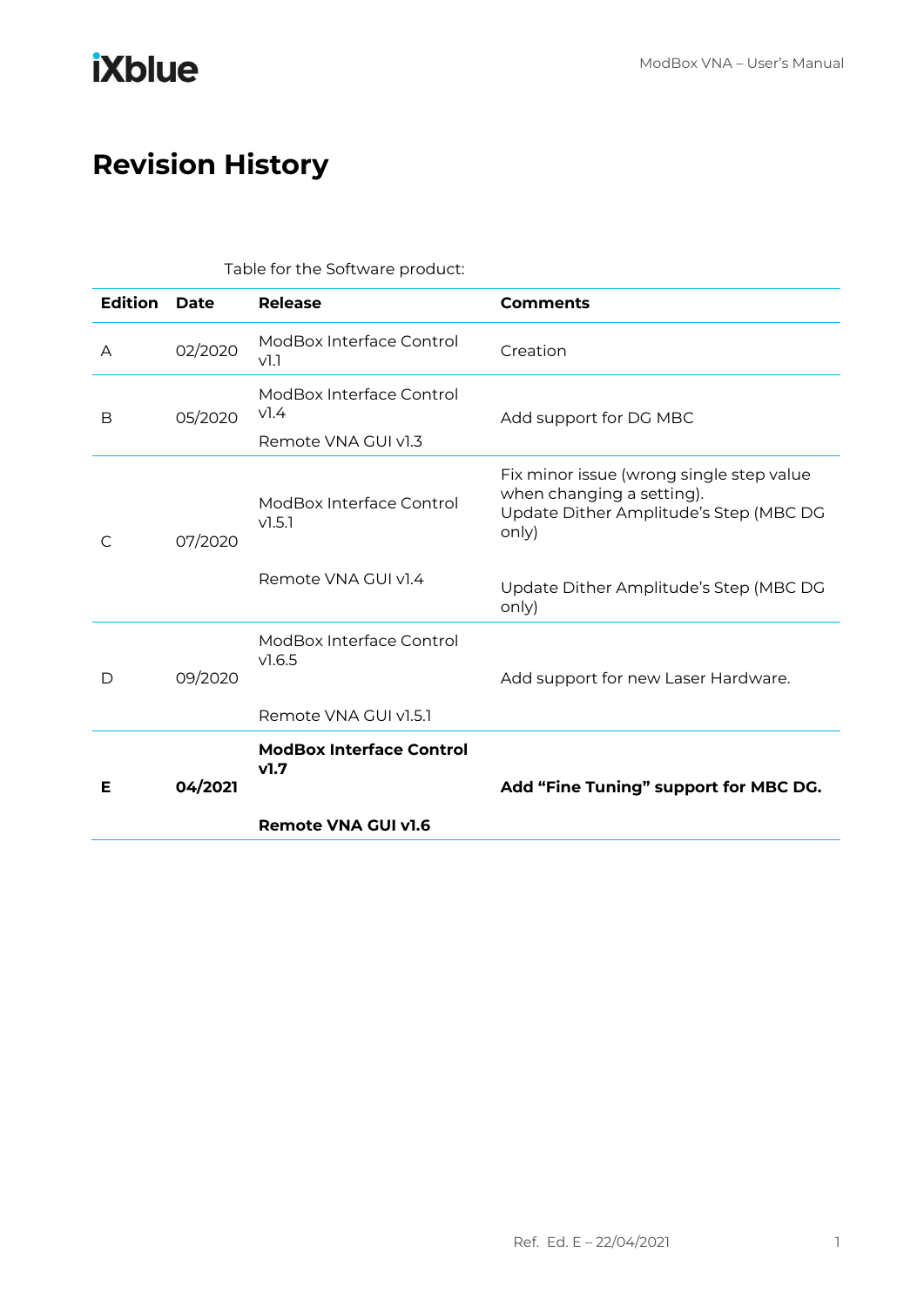# Revision History

Table for the Software product:

| Edition | Date | Release | Comments |
|---|---|---|---|
| A | 02/2020 | ModBox Interface Control v1.1 | Creation |
| B | 05/2020 | ModBox Interface Control v1.4<br><br>Remote VNA GUI v1.3 | Add support for DG MBC |
| C | 07/2020 | ModBox Interface Control v1.5.1<br><br>Remote VNA GUI v1.4 | Fix minor issue (wrong single step value when changing a setting).<br>Update Dither Amplitude's Step (MBC DG only)<br><br>Update Dither Amplitude's Step (MBC DG only) |
| D | 09/2020 | ModBox Interface Control v1.6.5<br><br>Remote VNA GUI v1.5.1 | Add support for new Laser Hardware. |
| **E** | **04/2021** | **ModBox Interface Control v1.7**<br><br>**Remote VNA GUI v1.6** | **Add "Fine Tuning" support for MBC DG.** |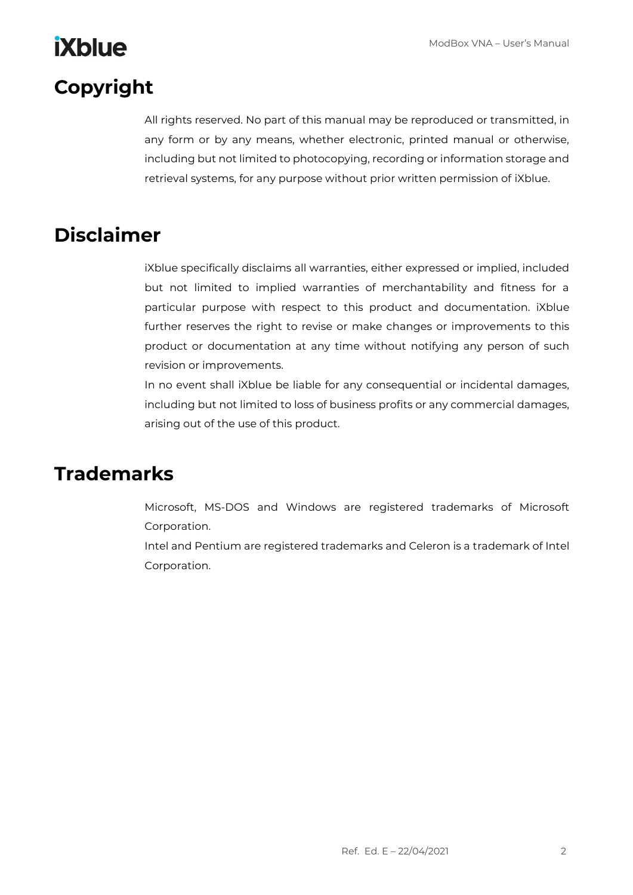# Copyright

All rights reserved. No part of this manual may be reproduced or transmitted, in any form or by any means, whether electronic, printed manual or otherwise, including but not limited to photocopying, recording or information storage and retrieval systems, for any purpose without prior written permission of iXblue.

# Disclaimer

iXblue specifically disclaims all warranties, either expressed or implied, included but not limited to implied warranties of merchantability and fitness for a particular purpose with respect to this product and documentation. iXblue further reserves the right to revise or make changes or improvements to this product or documentation at any time without notifying any person of such revision or improvements.

In no event shall iXblue be liable for any consequential or incidental damages, including but not limited to loss of business profits or any commercial damages, arising out of the use of this product.

# Trademarks

Microsoft, MS-DOS and Windows are registered trademarks of Microsoft Corporation.

Intel and Pentium are registered trademarks and Celeron is a trademark of Intel Corporation.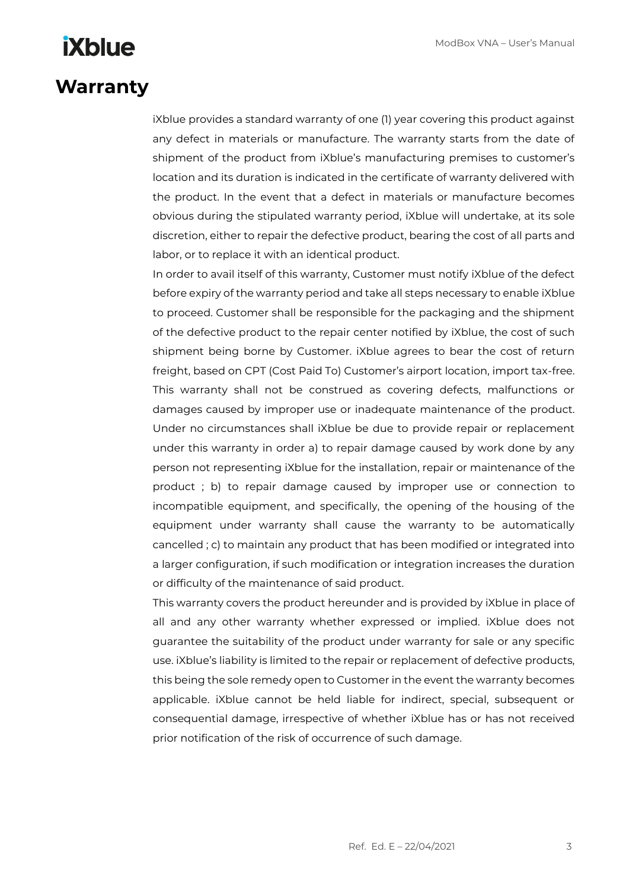# Warranty

iXblue provides a standard warranty of one (1) year covering this product against any defect in materials or manufacture. The warranty starts from the date of shipment of the product from iXblue's manufacturing premises to customer's location and its duration is indicated in the certificate of warranty delivered with the product. In the event that a defect in materials or manufacture becomes obvious during the stipulated warranty period, iXblue will undertake, at its sole discretion, either to repair the defective product, bearing the cost of all parts and labor, or to replace it with an identical product.

In order to avail itself of this warranty, Customer must notify iXblue of the defect before expiry of the warranty period and take all steps necessary to enable iXblue to proceed. Customer shall be responsible for the packaging and the shipment of the defective product to the repair center notified by iXblue, the cost of such shipment being borne by Customer. iXblue agrees to bear the cost of return freight, based on CPT (Cost Paid To) Customer's airport location, import tax-free. This warranty shall not be construed as covering defects, malfunctions or damages caused by improper use or inadequate maintenance of the product. Under no circumstances shall iXblue be due to provide repair or replacement under this warranty in order a) to repair damage caused by work done by any person not representing iXblue for the installation, repair or maintenance of the product ; b) to repair damage caused by improper use or connection to incompatible equipment, and specifically, the opening of the housing of the equipment under warranty shall cause the warranty to be automatically cancelled ; c) to maintain any product that has been modified or integrated into a larger configuration, if such modification or integration increases the duration or difficulty of the maintenance of said product.

This warranty covers the product hereunder and is provided by iXblue in place of all and any other warranty whether expressed or implied. iXblue does not guarantee the suitability of the product under warranty for sale or any specific use. iXblue's liability is limited to the repair or replacement of defective products, this being the sole remedy open to Customer in the event the warranty becomes applicable. iXblue cannot be held liable for indirect, special, subsequent or consequential damage, irrespective of whether iXblue has or has not received prior notification of the risk of occurrence of such damage.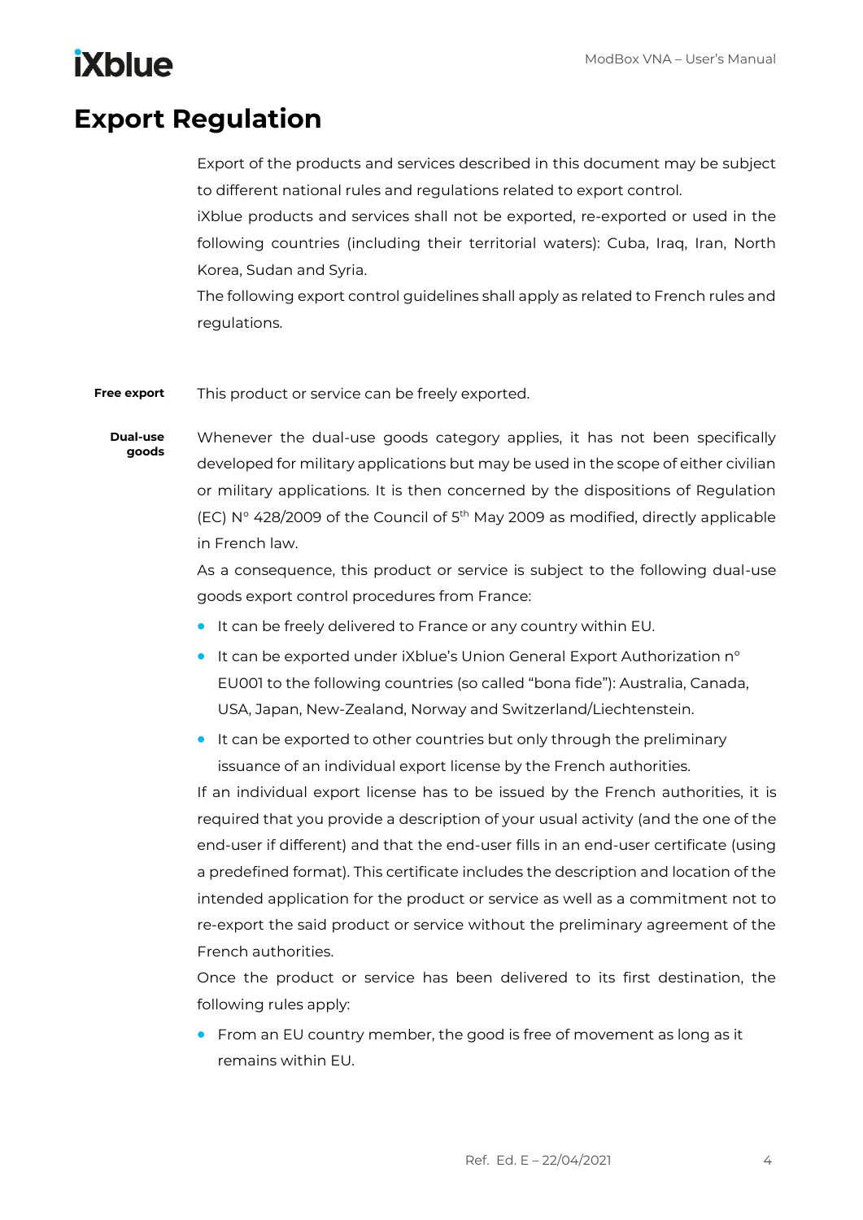# Export Regulation

Export of the products and services described in this document may be subject to different national rules and regulations related to export control.

iXblue products and services shall not be exported, re-exported or used in the following countries (including their territorial waters): Cuba, Iraq, Iran, North Korea, Sudan and Syria.

The following export control guidelines shall apply as related to French rules and regulations.

**Free export**

This product or service can be freely exported.

**Dual-use goods**

Whenever the dual-use goods category applies, it has not been specifically developed for military applications but may be used in the scope of either civilian or military applications. It is then concerned by the dispositions of Regulation (EC) N° 428/2009 of the Council of 5th May 2009 as modified, directly applicable in French law.

As a consequence, this product or service is subject to the following dual-use goods export control procedures from France:

- It can be freely delivered to France or any country within EU.
- It can be exported under iXblue's Union General Export Authorization n° EU001 to the following countries (so called "bona fide"): Australia, Canada, USA, Japan, New-Zealand, Norway and Switzerland/Liechtenstein.
- It can be exported to other countries but only through the preliminary issuance of an individual export license by the French authorities.

If an individual export license has to be issued by the French authorities, it is required that you provide a description of your usual activity (and the one of the end-user if different) and that the end-user fills in an end-user certificate (using a predefined format). This certificate includes the description and location of the intended application for the product or service as well as a commitment not to re-export the said product or service without the preliminary agreement of the French authorities.

Once the product or service has been delivered to its first destination, the following rules apply:

- From an EU country member, the good is free of movement as long as it remains within EU.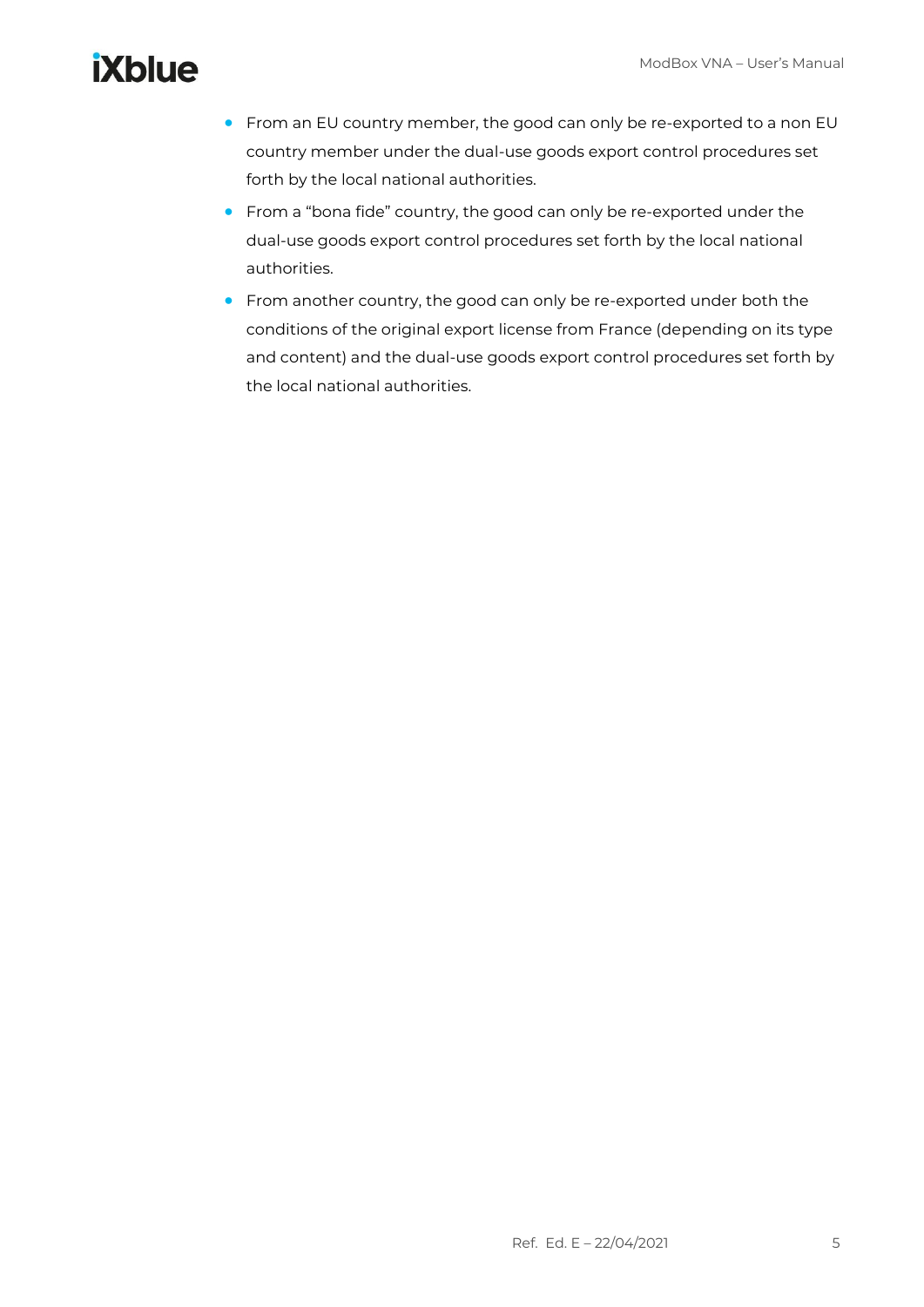- From an EU country member, the good can only be re-exported to a non EU country member under the dual-use goods export control procedures set forth by the local national authorities.
- From a "bona fide" country, the good can only be re-exported under the dual-use goods export control procedures set forth by the local national authorities.
- From another country, the good can only be re-exported under both the conditions of the original export license from France (depending on its type and content) and the dual-use goods export control procedures set forth by the local national authorities.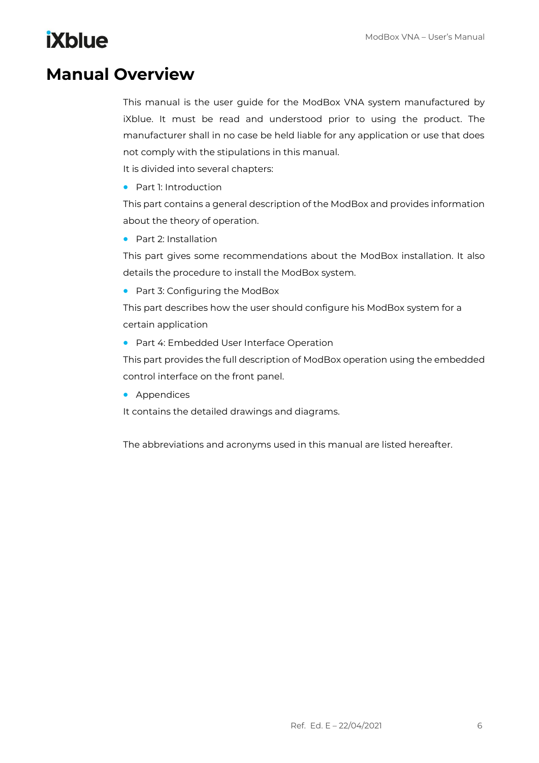# Manual Overview

This manual is the user guide for the ModBox VNA system manufactured by iXblue. It must be read and understood prior to using the product. The manufacturer shall in no case be held liable for any application or use that does not comply with the stipulations in this manual.

It is divided into several chapters:

- Part 1: Introduction

This part contains a general description of the ModBox and provides information about the theory of operation.

- Part 2: Installation

This part gives some recommendations about the ModBox installation. It also details the procedure to install the ModBox system.

- Part 3: Configuring the ModBox

This part describes how the user should configure his ModBox system for a certain application

- Part 4: Embedded User Interface Operation

This part provides the full description of ModBox operation using the embedded control interface on the front panel.

- Appendices

It contains the detailed drawings and diagrams.

The abbreviations and acronyms used in this manual are listed hereafter.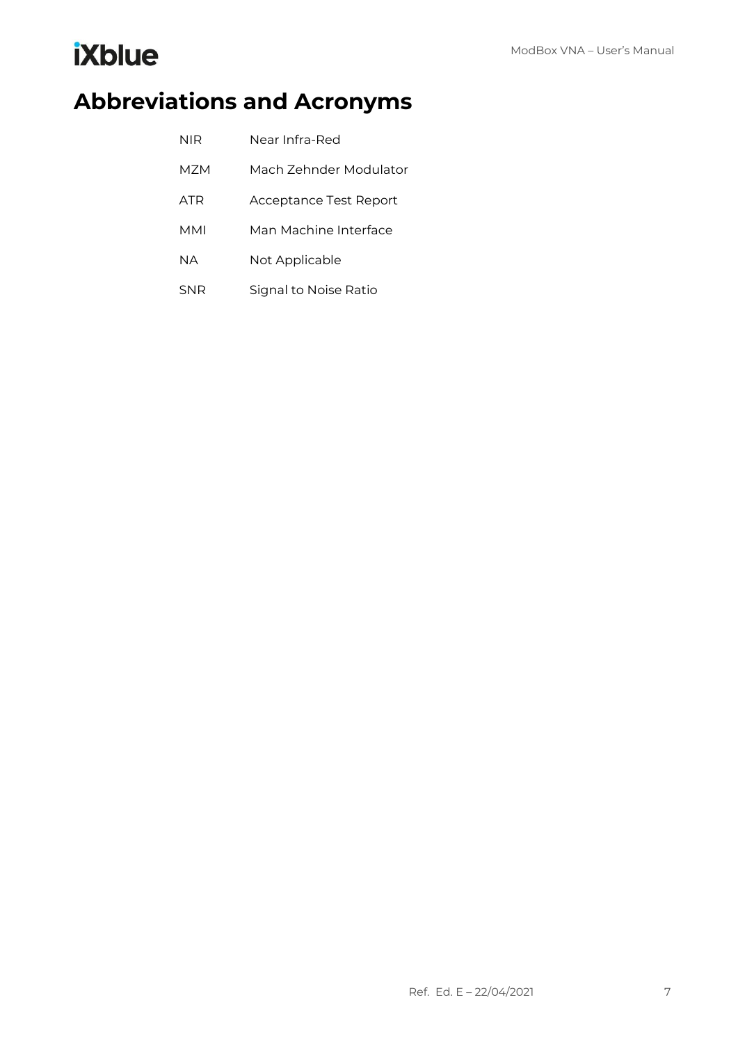# Abbreviations and Acronyms

| | |
|---|---|
| NIR | Near Infra-Red |
| MZM | Mach Zehnder Modulator |
| ATR | Acceptance Test Report |
| MMI | Man Machine Interface |
| NA | Not Applicable |
| SNR | Signal to Noise Ratio |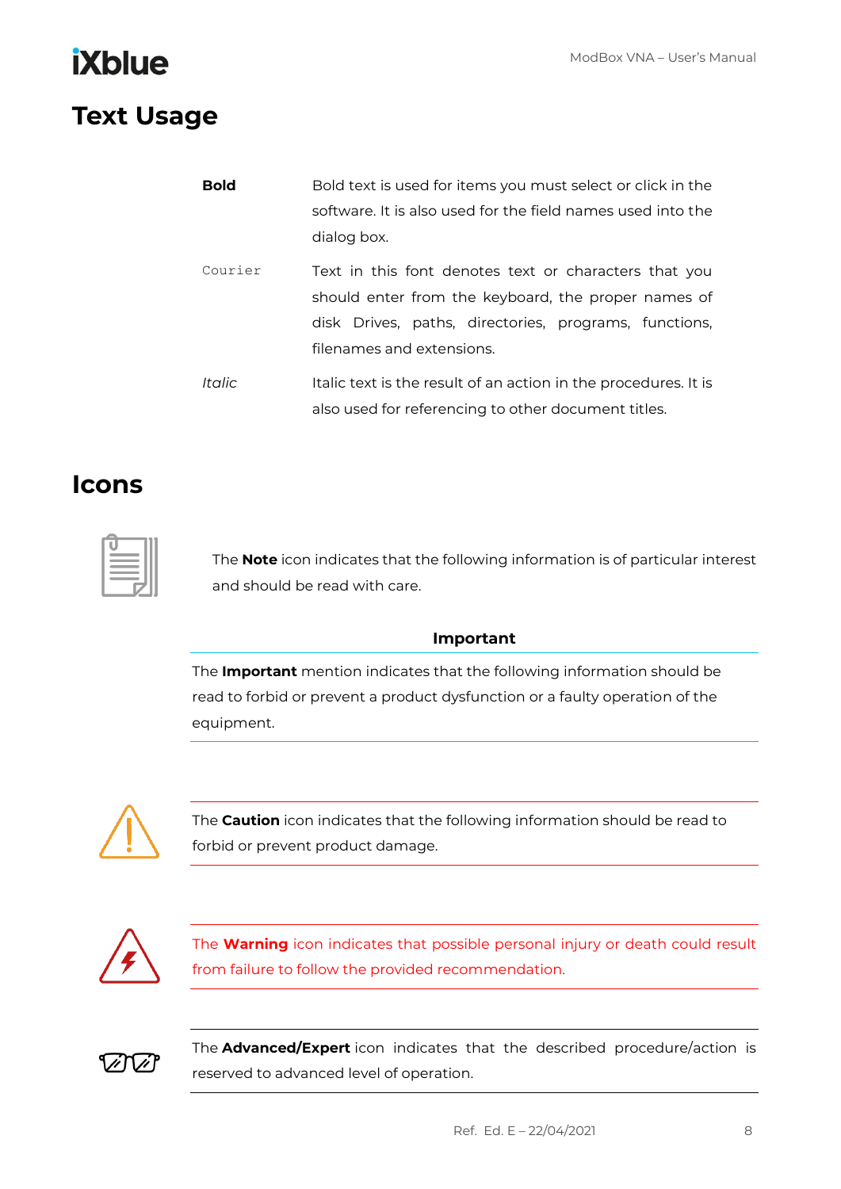# Text Usage

| | |
|---|---|
| **Bold** | Bold text is used for items you must select or click in the software. It is also used for the field names used into the dialog box. |
| `Courier` | Text in this font denotes text or characters that you should enter from the keyboard, the proper names of disk Drives, paths, directories, programs, functions, filenames and extensions. |
| *Italic* | Italic text is the result of an action in the procedures. It is also used for referencing to other document titles. |

# Icons

The **Note** icon indicates that the following information is of particular interest and should be read with care.

**Important**

The **Important** mention indicates that the following information should be read to forbid or prevent a product dysfunction or a faulty operation of the equipment.

The **Caution** icon indicates that the following information should be read to forbid or prevent product damage.

The **Warning** icon indicates that possible personal injury or death could result from failure to follow the provided recommendation.

The **Advanced/Expert** icon indicates that the described procedure/action is reserved to advanced level of operation.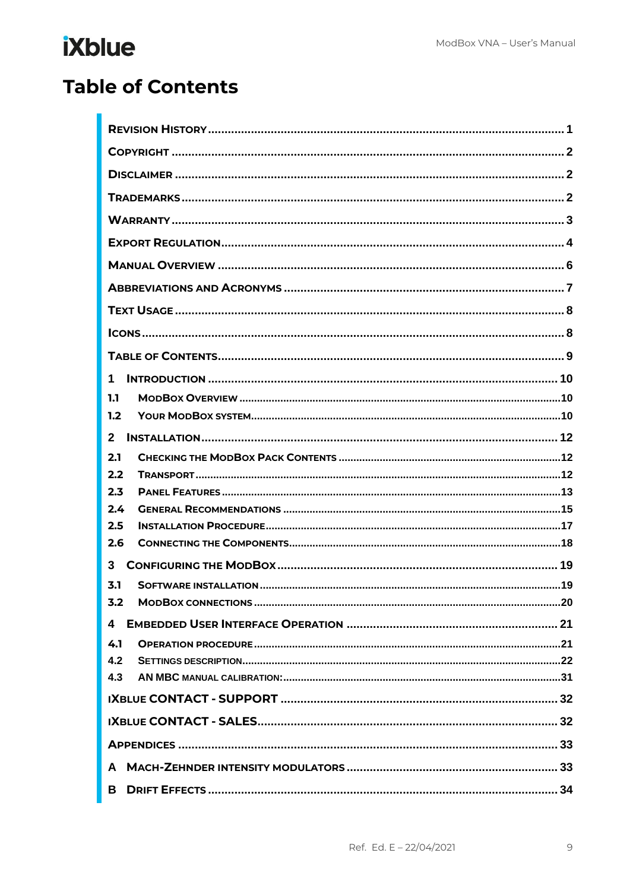# Table of Contents

REVISION HISTORY ........................................................................................................ 1

COPYRIGHT ...................................................................................................................... 2

DISCLAIMER .................................................................................................................... 2

TRADEMARKS .................................................................................................................. 2

WARRANTY ...................................................................................................................... 3

EXPORT REGULATION ..................................................................................................... 4

MANUAL OVERVIEW ........................................................................................................ 6

ABBREVIATIONS AND ACRONYMS ..................................................................................... 7

TEXT USAGE ..................................................................................................................... 8

ICONS ............................................................................................................................... 8

TABLE OF CONTENTS ........................................................................................................ 9

1 INTRODUCTION ........................................................................................................... 10

1.1 MODBOX OVERVIEW ................................................................................................ 10

1.2 YOUR MODBOX SYSTEM ............................................................................................ 10

2 INSTALLATION ............................................................................................................ 12

2.1 CHECKING THE MODBOX PACK CONTENTS .............................................................. 12

2.2 TRANSPORT ............................................................................................................. 12

2.3 PANEL FEATURES ..................................................................................................... 13

2.4 GENERAL RECOMMENDATIONS ................................................................................ 15

2.5 INSTALLATION PROCEDURE ...................................................................................... 17

2.6 CONNECTING THE COMPONENTS .............................................................................. 18

3 CONFIGURING THE MODBOX ....................................................................................... 19

3.1 SOFTWARE INSTALLATION ........................................................................................ 19

3.2 MODBOX CONNECTIONS ........................................................................................... 20

4 EMBEDDED USER INTERFACE OPERATION ................................................................... 21

4.1 OPERATION PROCEDURE .......................................................................................... 21

4.2 SETTINGS DESCRIPTION ............................................................................................ 22

4.3 AN MBC MANUAL CALIBRATION: .............................................................................. 31

IXBLUE CONTACT - SUPPORT ........................................................................................... 32

IXBLUE CONTACT - SALES ................................................................................................ 32

APPENDICES ................................................................................................................... 33

A MACH-ZEHNDER INTENSITY MODULATORS .................................................................. 33

B DRIFT EFFECTS ............................................................................................................ 34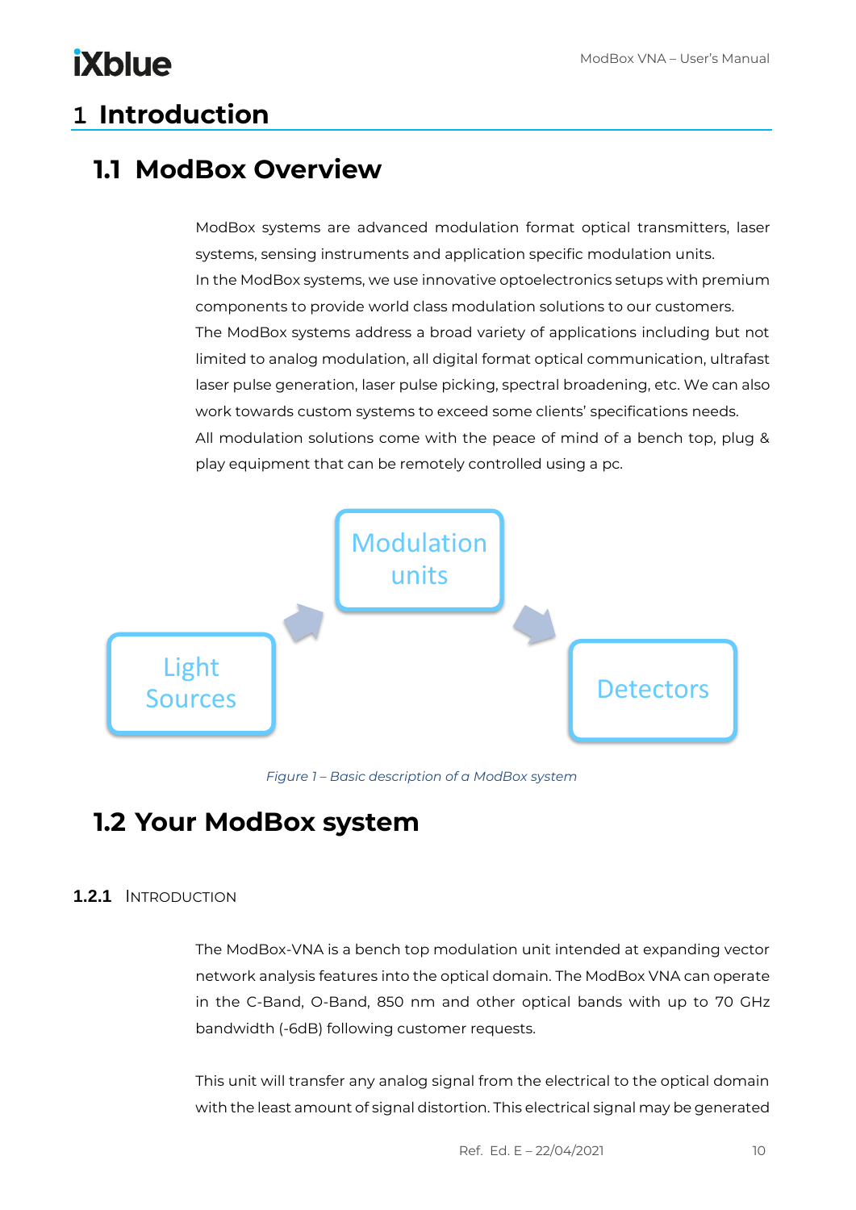# 1 Introduction

## 1.1 ModBox Overview

ModBox systems are advanced modulation format optical transmitters, laser systems, sensing instruments and application specific modulation units.
In the ModBox systems, we use innovative optoelectronics setups with premium components to provide world class modulation solutions to our customers.
The ModBox systems address a broad variety of applications including but not limited to analog modulation, all digital format optical communication, ultrafast laser pulse generation, laser pulse picking, spectral broadening, etc. We can also work towards custom systems to exceed some clients' specifications needs.
All modulation solutions come with the peace of mind of a bench top, plug & play equipment that can be remotely controlled using a pc.

Modulation units

Light Sources

Detectors

*Figure 1 – Basic description of a ModBox system*

## 1.2 Your ModBox system

### 1.2.1 Introduction

The ModBox-VNA is a bench top modulation unit intended at expanding vector network analysis features into the optical domain. The ModBox VNA can operate in the C-Band, O-Band, 850 nm and other optical bands with up to 70 GHz bandwidth (-6dB) following customer requests.

This unit will transfer any analog signal from the electrical to the optical domain with the least amount of signal distortion. This electrical signal may be generated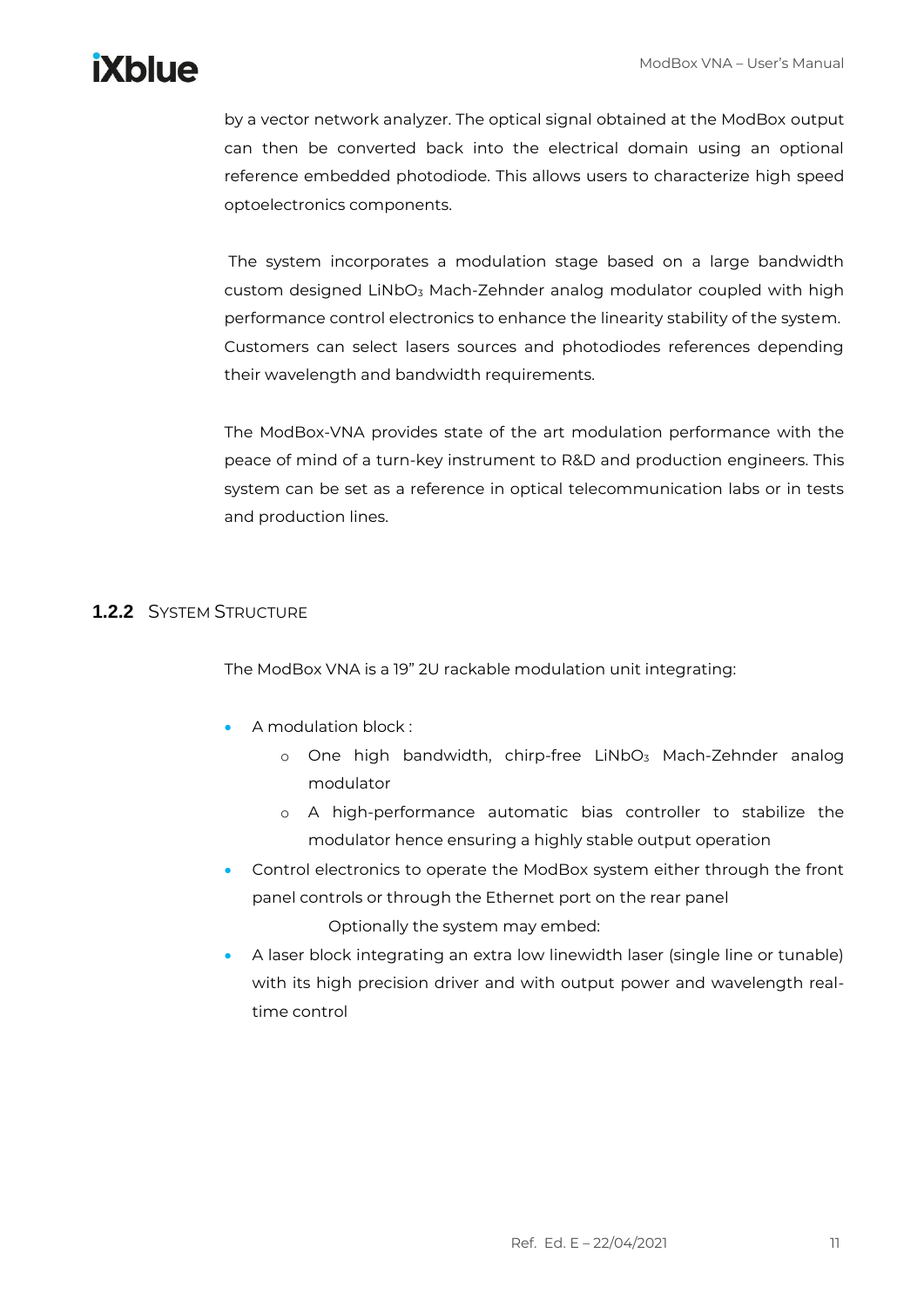by a vector network analyzer. The optical signal obtained at the ModBox output can then be converted back into the electrical domain using an optional reference embedded photodiode. This allows users to characterize high speed optoelectronics components.

The system incorporates a modulation stage based on a large bandwidth custom designed $LiNbO_3$ Mach-Zehnder analog modulator coupled with high performance control electronics to enhance the linearity stability of the system. Customers can select lasers sources and photodiodes references depending their wavelength and bandwidth requirements.

The ModBox-VNA provides state of the art modulation performance with the peace of mind of a turn-key instrument to R&D and production engineers. This system can be set as a reference in optical telecommunication labs or in tests and production lines.

### 1.2.2 System Structure

The ModBox VNA is a 19" 2U rackable modulation unit integrating:

- A modulation block :
  - One high bandwidth, chirp-free $LiNbO_3$ Mach-Zehnder analog modulator
  - A high-performance automatic bias controller to stabilize the modulator hence ensuring a highly stable output operation
- Control electronics to operate the ModBox system either through the front panel controls or through the Ethernet port on the rear panel

  Optionally the system may embed:
- A laser block integrating an extra low linewidth laser (single line or tunable) with its high precision driver and with output power and wavelength real-time control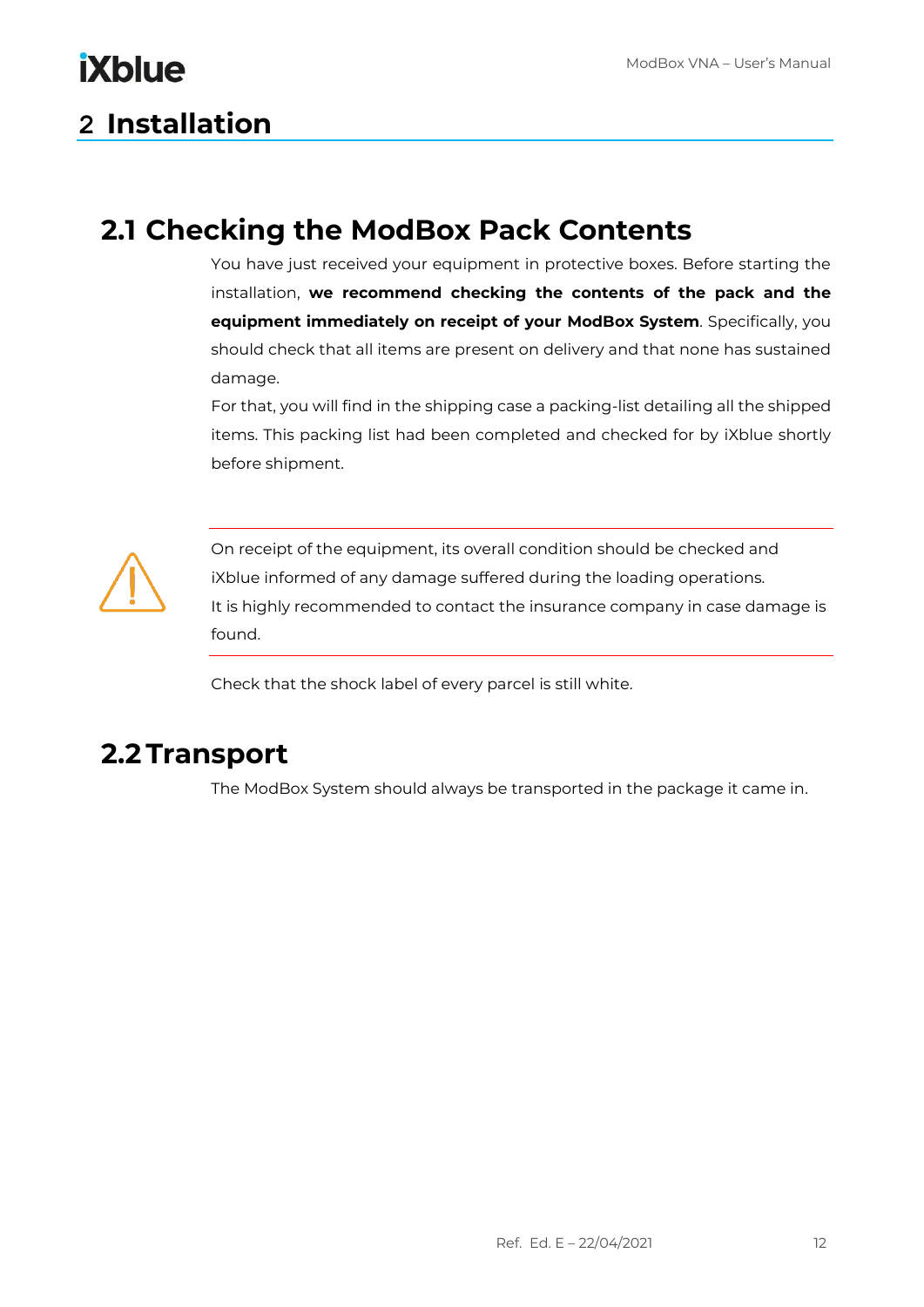# 2 Installation

## 2.1 Checking the ModBox Pack Contents

You have just received your equipment in protective boxes. Before starting the installation, **we recommend checking the contents of the pack and the equipment immediately on receipt of your ModBox System**. Specifically, you should check that all items are present on delivery and that none has sustained damage.

For that, you will find in the shipping case a packing-list detailing all the shipped items. This packing list had been completed and checked for by iXblue shortly before shipment.

---

On receipt of the equipment, its overall condition should be checked and iXblue informed of any damage suffered during the loading operations.
It is highly recommended to contact the insurance company in case damage is found.

---

Check that the shock label of every parcel is still white.

## 2.2 Transport

The ModBox System should always be transported in the package it came in.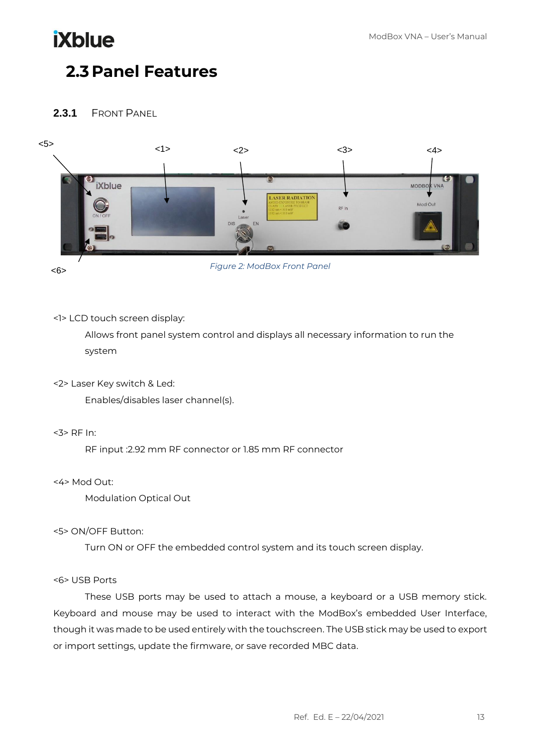## 2.3 Panel Features

### 2.3.1 Front Panel

*Figure 2: ModBox Front Panel*

<1> LCD touch screen display:

Allows front panel system control and displays all necessary information to run the system

<2> Laser Key switch & Led:

Enables/disables laser channel(s).

<3> RF In:

RF input :2.92 mm RF connector or 1.85 mm RF connector

<4> Mod Out:

Modulation Optical Out

<5> ON/OFF Button:

Turn ON or OFF the embedded control system and its touch screen display.

<6> USB Ports

These USB ports may be used to attach a mouse, a keyboard or a USB memory stick. Keyboard and mouse may be used to interact with the ModBox's embedded User Interface, though it was made to be used entirely with the touchscreen. The USB stick may be used to export or import settings, update the firmware, or save recorded MBC data.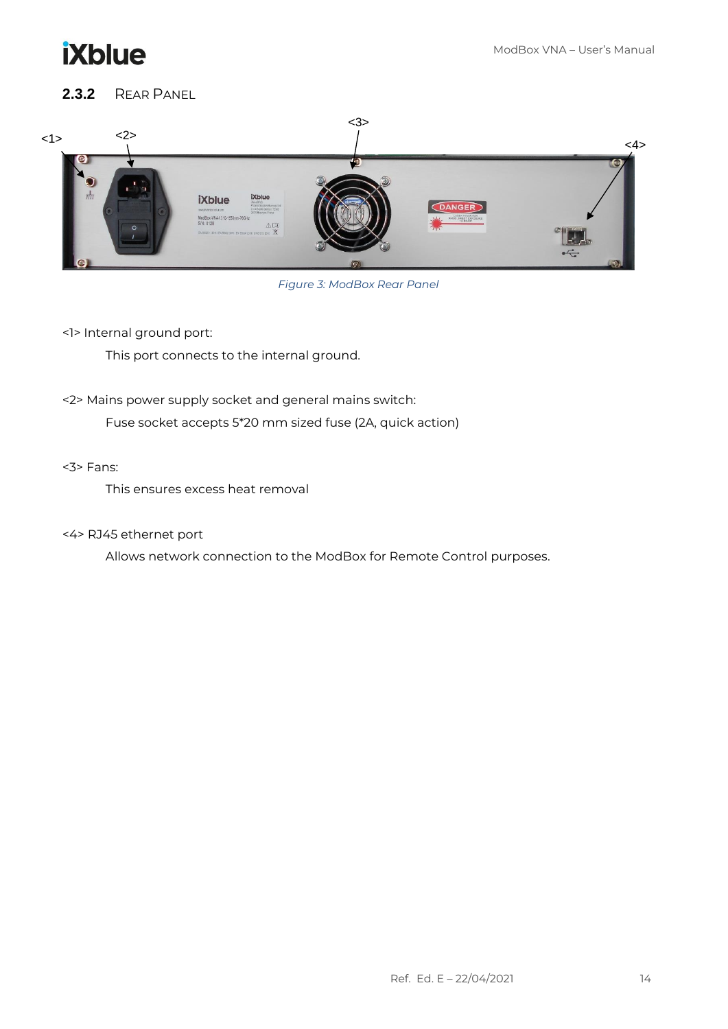### 2.3.2 Rear Panel

*Figure 3: ModBox Rear Panel*

<1> Internal ground port:

This port connects to the internal ground.

<2> Mains power supply socket and general mains switch:

Fuse socket accepts 5*20 mm sized fuse (2A, quick action)

<3> Fans:

This ensures excess heat removal

<4> RJ45 ethernet port

Allows network connection to the ModBox for Remote Control purposes.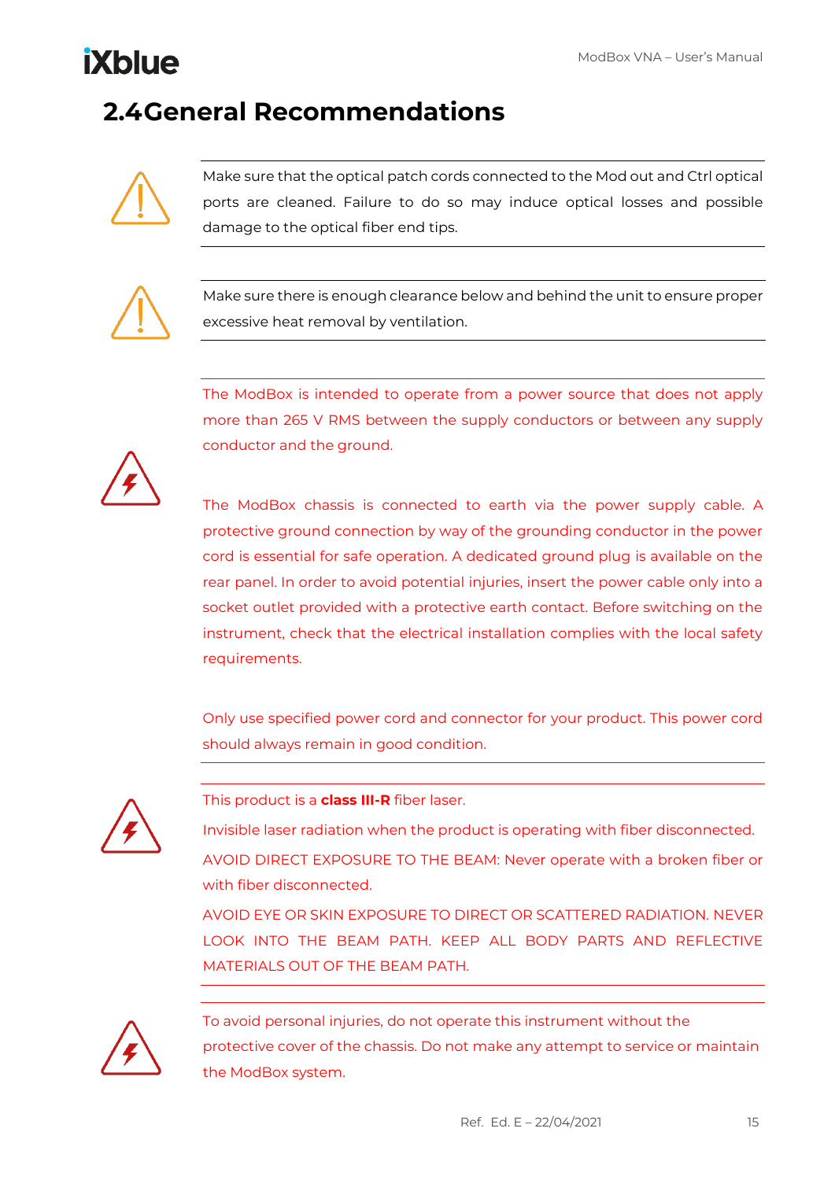## 2.4 General Recommendations

Make sure that the optical patch cords connected to the Mod out and Ctrl optical ports are cleaned. Failure to do so may induce optical losses and possible damage to the optical fiber end tips.

---

Make sure there is enough clearance below and behind the unit to ensure proper excessive heat removal by ventilation.

---

The ModBox is intended to operate from a power source that does not apply more than 265 V RMS between the supply conductors or between any supply conductor and the ground.

The ModBox chassis is connected to earth via the power supply cable. A protective ground connection by way of the grounding conductor in the power cord is essential for safe operation. A dedicated ground plug is available on the rear panel. In order to avoid potential injuries, insert the power cable only into a socket outlet provided with a protective earth contact. Before switching on the instrument, check that the electrical installation complies with the local safety requirements.

Only use specified power cord and connector for your product. This power cord should always remain in good condition.

---

This product is a **class III-R** fiber laser.

Invisible laser radiation when the product is operating with fiber disconnected.

AVOID DIRECT EXPOSURE TO THE BEAM: Never operate with a broken fiber or with fiber disconnected.

AVOID EYE OR SKIN EXPOSURE TO DIRECT OR SCATTERED RADIATION. NEVER LOOK INTO THE BEAM PATH. KEEP ALL BODY PARTS AND REFLECTIVE MATERIALS OUT OF THE BEAM PATH.

---

To avoid personal injuries, do not operate this instrument without the protective cover of the chassis. Do not make any attempt to service or maintain the ModBox system.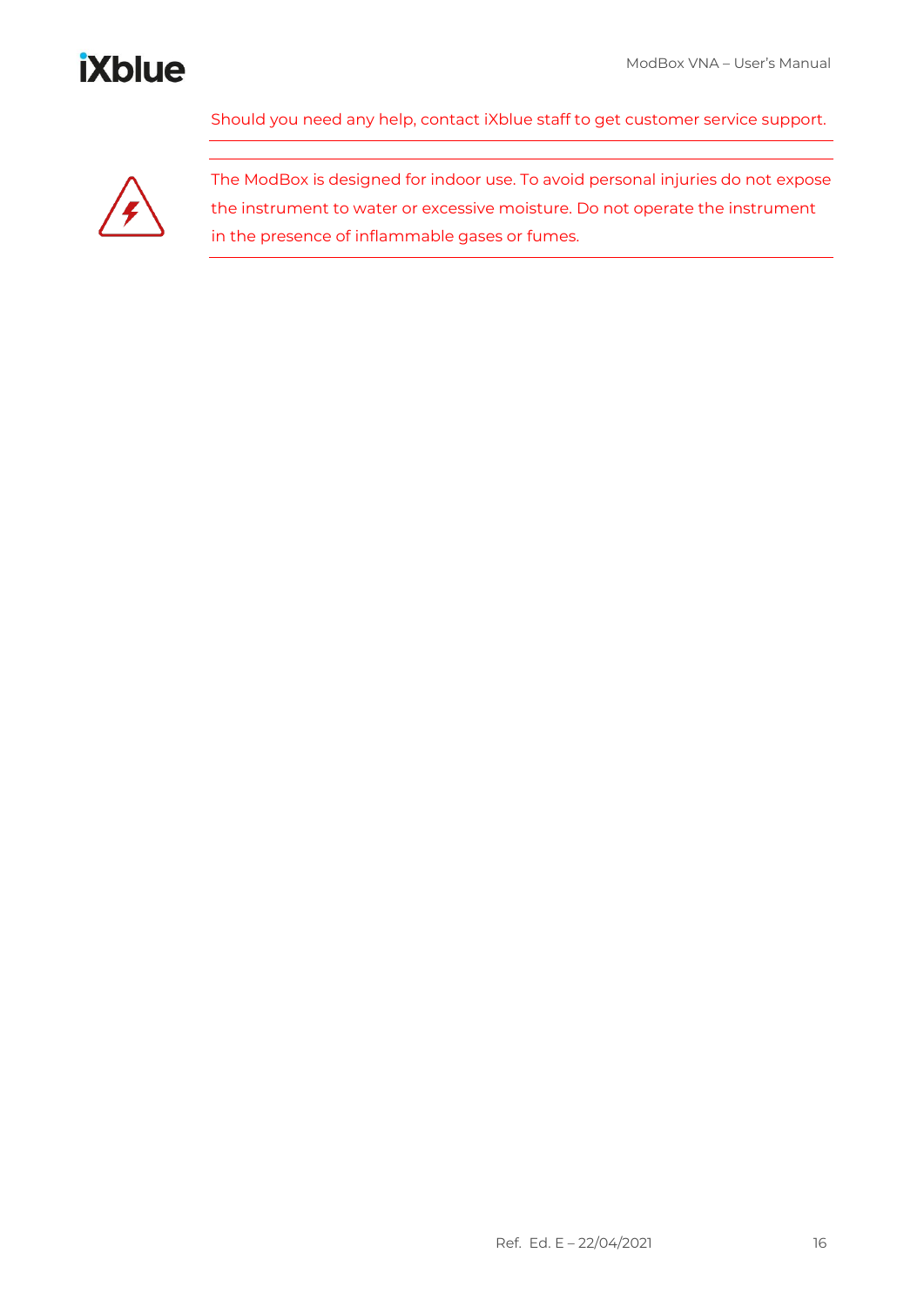Should you need any help, contact iXblue staff to get customer service support.

---

The ModBox is designed for indoor use. To avoid personal injuries do not expose the instrument to water or excessive moisture. Do not operate the instrument in the presence of inflammable gases or fumes.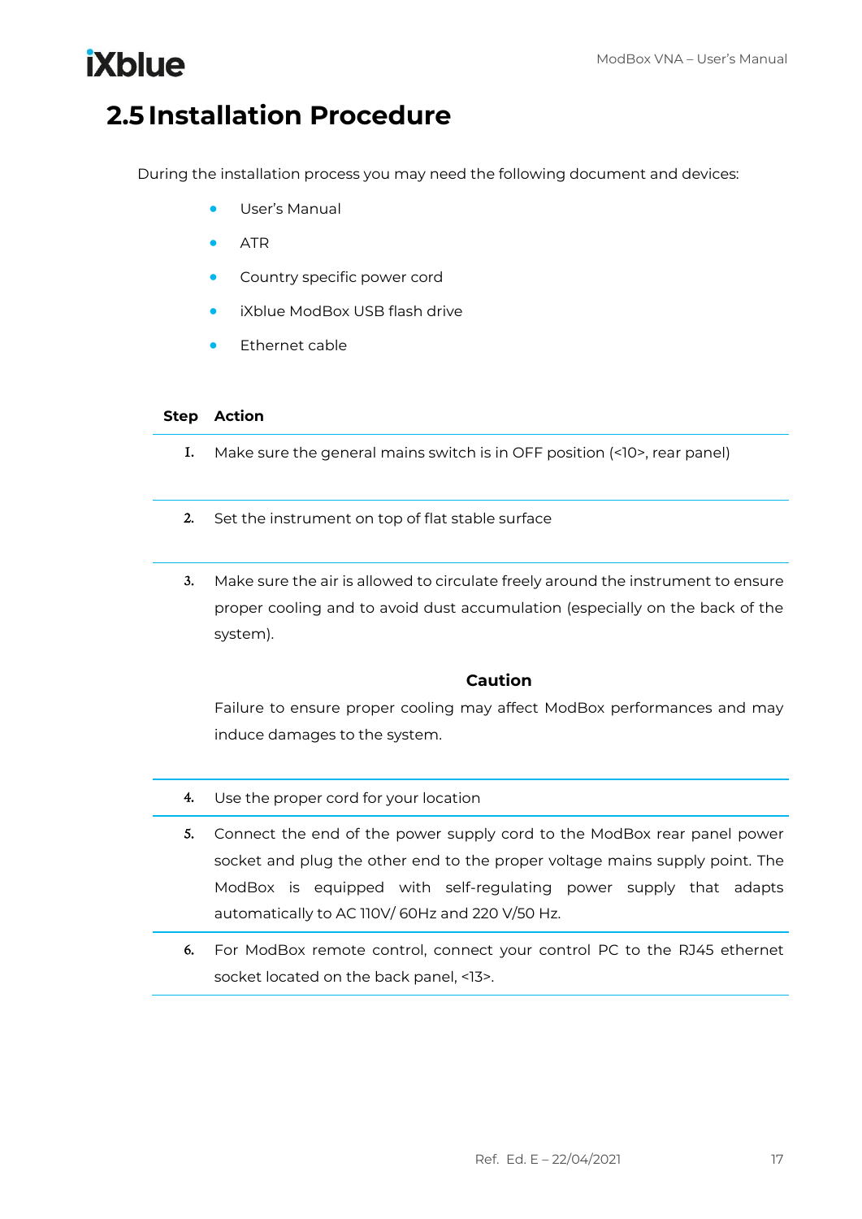## 2.5 Installation Procedure

During the installation process you may need the following document and devices:

- User's Manual
- ATR
- Country specific power cord
- iXblue ModBox USB flash drive
- Ethernet cable

| Step | Action |
|---|---|
| 1. | Make sure the general mains switch is in OFF position (<10>, rear panel) |
| 2. | Set the instrument on top of flat stable surface |
| 3. | Make sure the air is allowed to circulate freely around the instrument to ensure proper cooling and to avoid dust accumulation (especially on the back of the system).<br><br>**Caution**<br>Failure to ensure proper cooling may affect ModBox performances and may induce damages to the system. |
| 4. | Use the proper cord for your location |
| 5. | Connect the end of the power supply cord to the ModBox rear panel power socket and plug the other end to the proper voltage mains supply point. The ModBox is equipped with self-regulating power supply that adapts automatically to AC 110V/ 60Hz and 220 V/50 Hz. |
| 6. | For ModBox remote control, connect your control PC to the RJ45 ethernet socket located on the back panel, <13>. |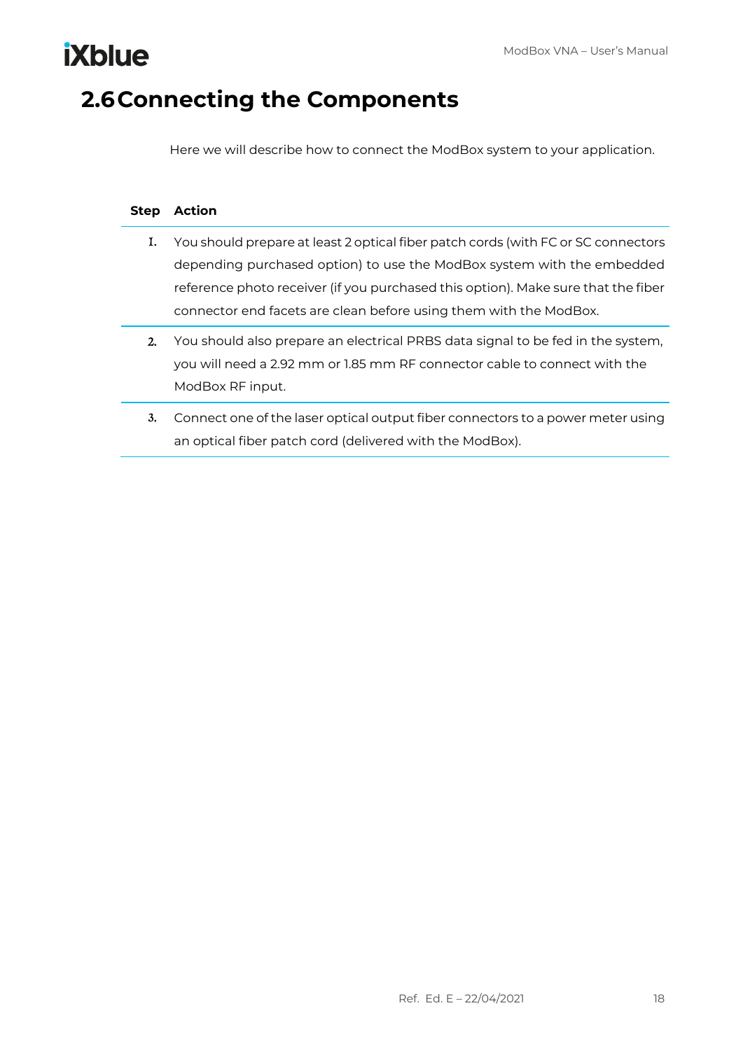## 2.6 Connecting the Components

Here we will describe how to connect the ModBox system to your application.

| Step | Action |
| --- | --- |
| 1. | You should prepare at least 2 optical fiber patch cords (with FC or SC connectors depending purchased option) to use the ModBox system with the embedded reference photo receiver (if you purchased this option). Make sure that the fiber connector end facets are clean before using them with the ModBox. |
| 2. | You should also prepare an electrical PRBS data signal to be fed in the system, you will need a 2.92 mm or 1.85 mm RF connector cable to connect with the ModBox RF input. |
| 3. | Connect one of the laser optical output fiber connectors to a power meter using an optical fiber patch cord (delivered with the ModBox). |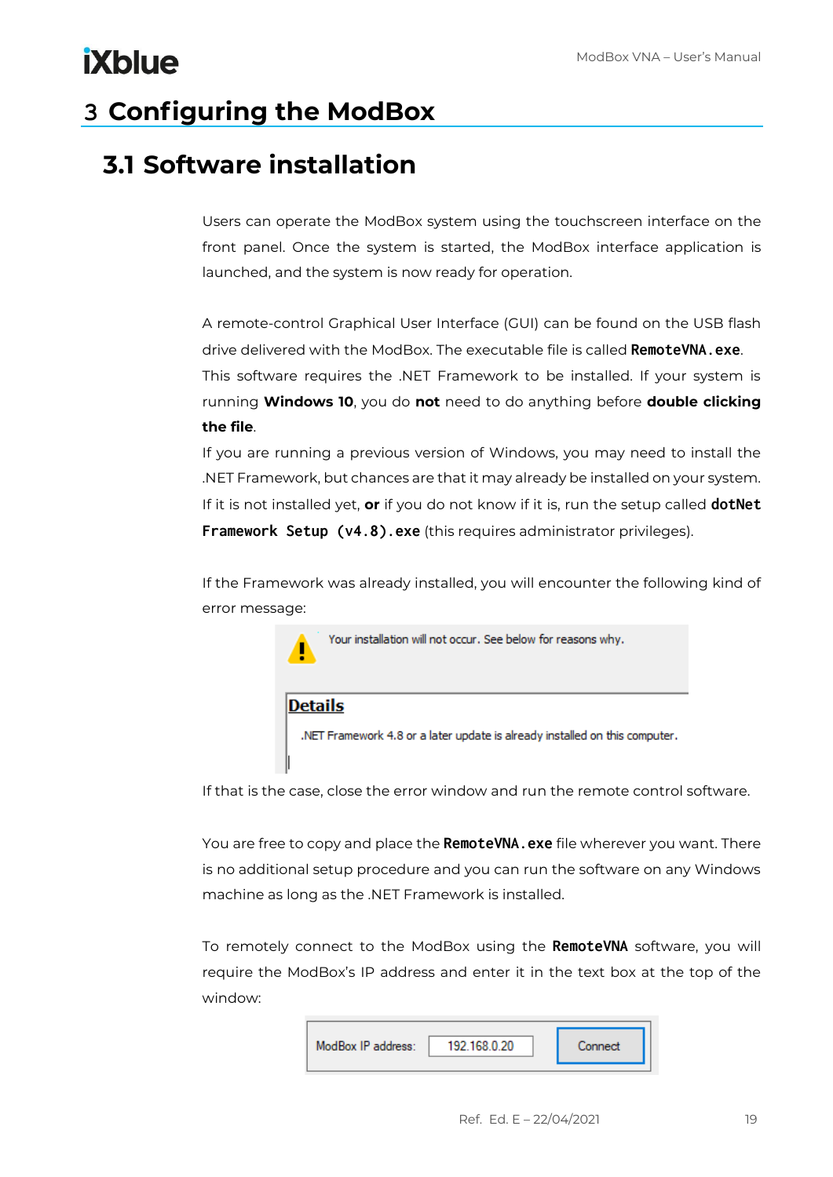# 3 Configuring the ModBox

## 3.1 Software installation

Users can operate the ModBox system using the touchscreen interface on the front panel. Once the system is started, the ModBox interface application is launched, and the system is now ready for operation.

A remote-control Graphical User Interface (GUI) can be found on the USB flash drive delivered with the ModBox. The executable file is called **`RemoteVNA.exe`**.
This software requires the .NET Framework to be installed. If your system is running **Windows 10**, you do **not** need to do anything before **double clicking the file**.
If you are running a previous version of Windows, you may need to install the .NET Framework, but chances are that it may already be installed on your system. If it is not installed yet, **or** if you do not know if it is, run the setup called **`dotNet Framework Setup (v4.8).exe`** (this requires administrator privileges).

If the Framework was already installed, you will encounter the following kind of error message:

Your installation will not occur. See below for reasons why.

**Details**

.NET Framework 4.8 or a later update is already installed on this computer.

If that is the case, close the error window and run the remote control software.

You are free to copy and place the **`RemoteVNA.exe`** file wherever you want. There is no additional setup procedure and you can run the software on any Windows machine as long as the .NET Framework is installed.

To remotely connect to the ModBox using the **`RemoteVNA`** software, you will require the ModBox's IP address and enter it in the text box at the top of the window:

ModBox IP address: 192.168.0.20 Connect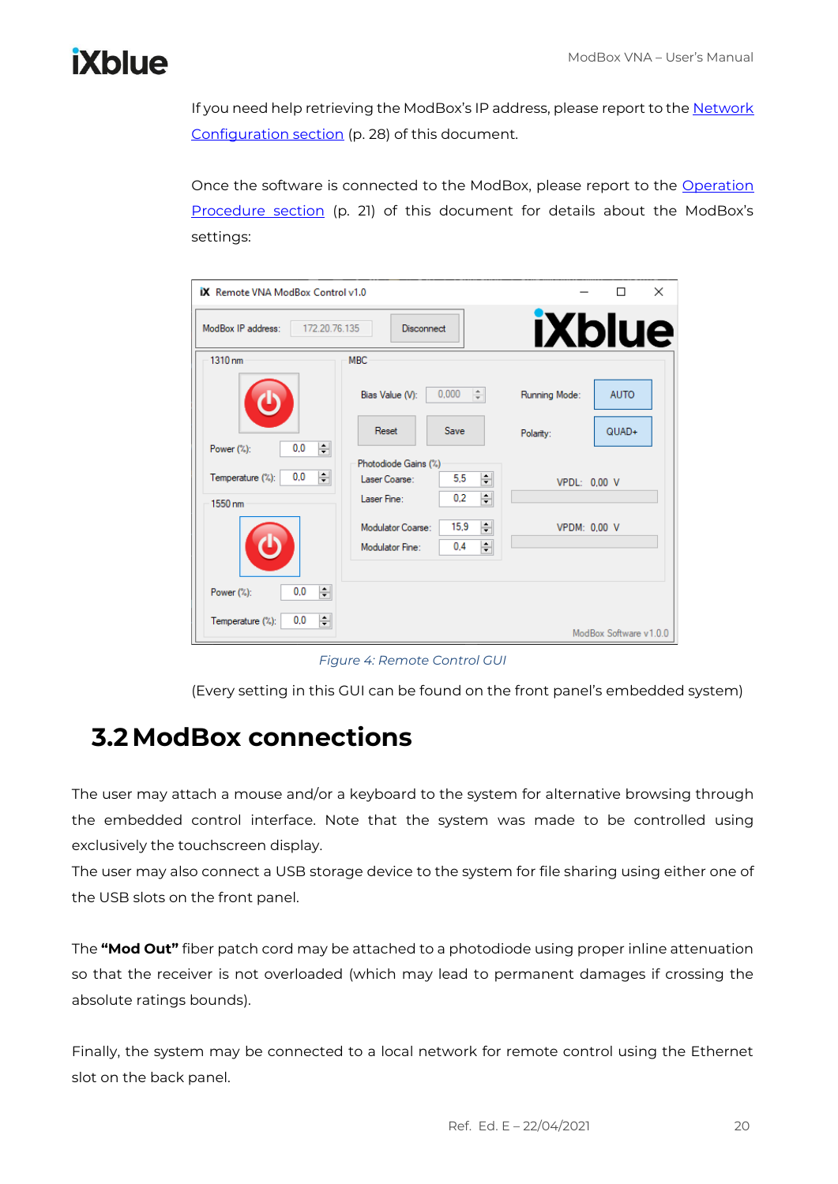If you need help retrieving the ModBox's IP address, please report to the Network Configuration section (p. 28) of this document.

Once the software is connected to the ModBox, please report to the Operation Procedure section (p. 21) of this document for details about the ModBox's settings:

*Figure 4: Remote Control GUI*

(Every setting in this GUI can be found on the front panel's embedded system)

## 3.2 ModBox connections

The user may attach a mouse and/or a keyboard to the system for alternative browsing through the embedded control interface. Note that the system was made to be controlled using exclusively the touchscreen display.
The user may also connect a USB storage device to the system for file sharing using either one of the USB slots on the front panel.

The **"Mod Out"** fiber patch cord may be attached to a photodiode using proper inline attenuation so that the receiver is not overloaded (which may lead to permanent damages if crossing the absolute ratings bounds).

Finally, the system may be connected to a local network for remote control using the Ethernet slot on the back panel.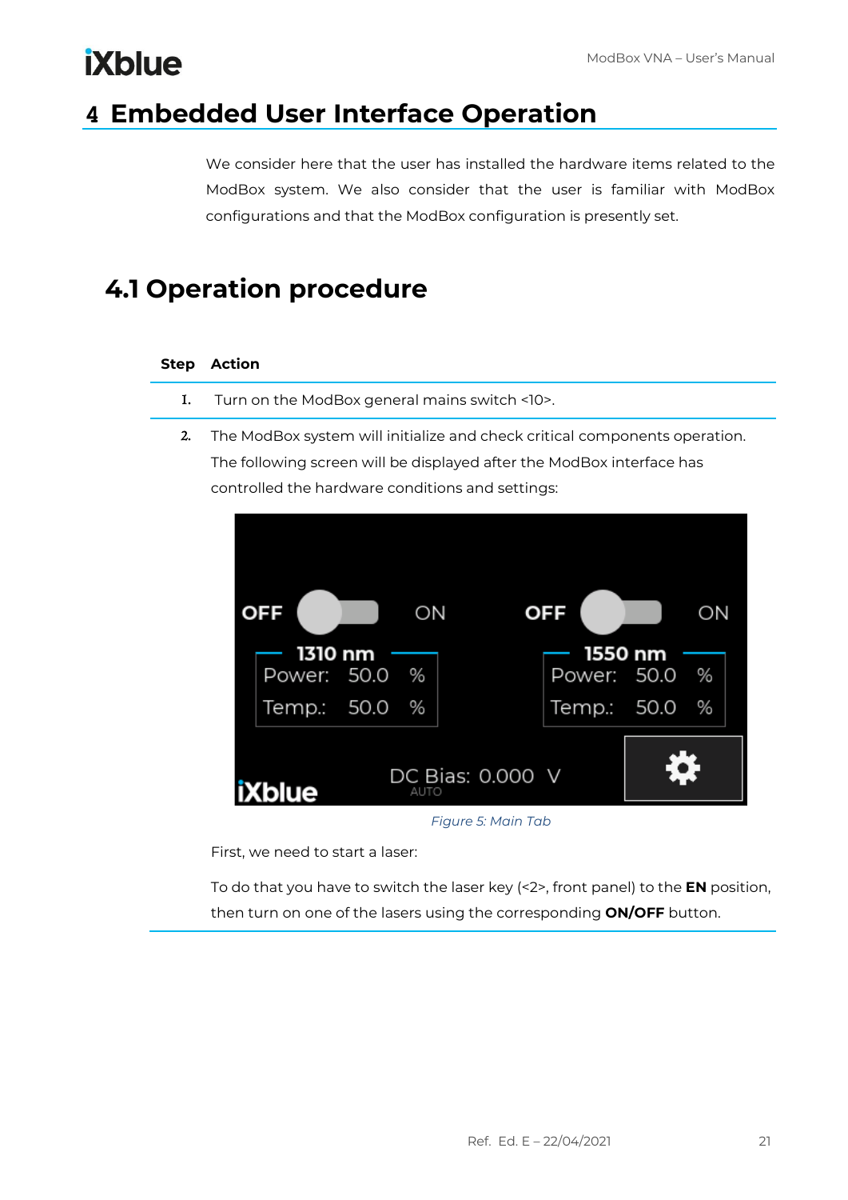# 4 Embedded User Interface Operation

We consider here that the user has installed the hardware items related to the ModBox system. We also consider that the user is familiar with ModBox configurations and that the ModBox configuration is presently set.

## 4.1 Operation procedure

| Step | Action |
|---|---|
| 1. | Turn on the ModBox general mains switch <10>. |
| 2. | The ModBox system will initialize and check critical components operation. The following screen will be displayed after the ModBox interface has controlled the hardware conditions and settings:<br><br>*Figure 5: Main Tab*<br><br>First, we need to start a laser:<br><br>To do that you have to switch the laser key (<2>, front panel) to the **EN** position, then turn on one of the lasers using the corresponding **ON/OFF** button. |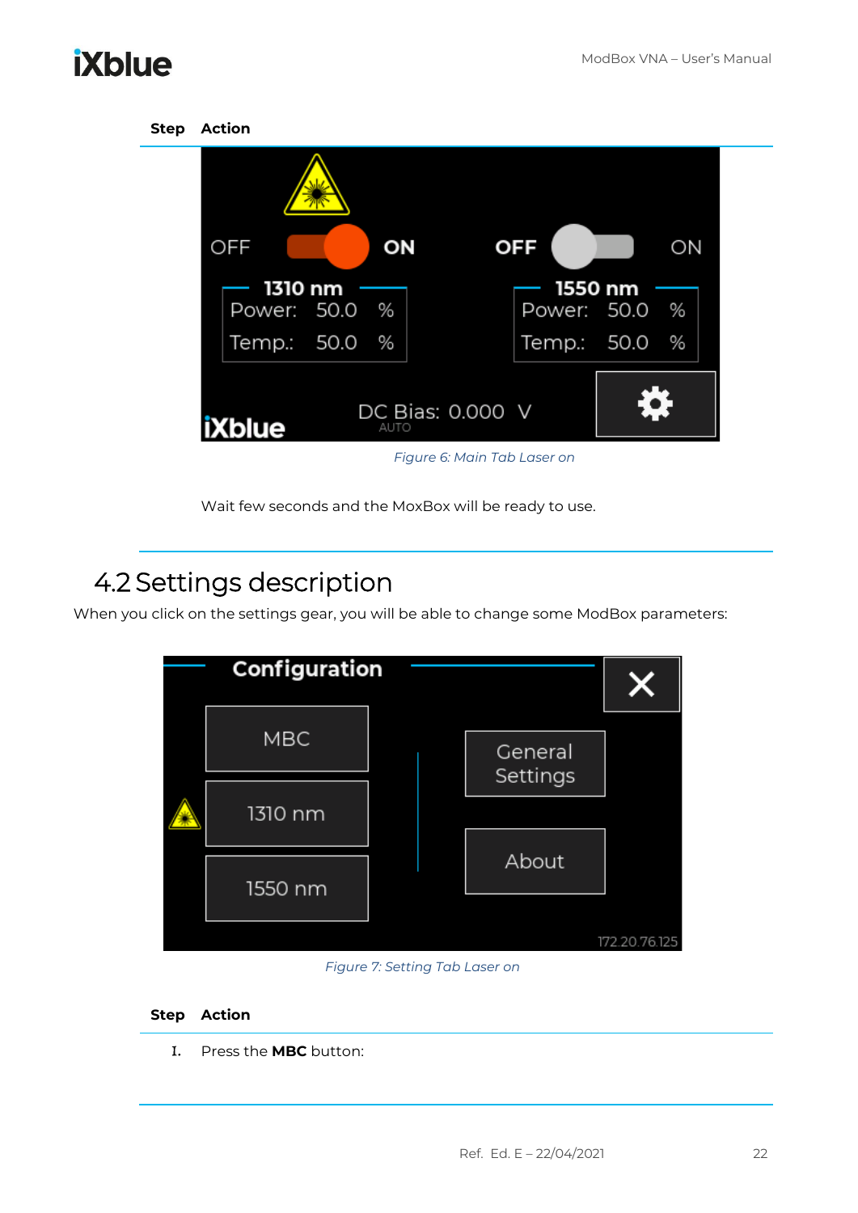| Step | Action |
|---|---|
| | Figure 6: Main Tab Laser on<br><br>Wait few seconds and the MoxBox will be ready to use. |

## 4.2 Settings description

When you click on the settings gear, you will be able to change some ModBox parameters:

Figure 7: Setting Tab Laser on

| Step | Action |
|---|---|
| I. | Press the **MBC** button: |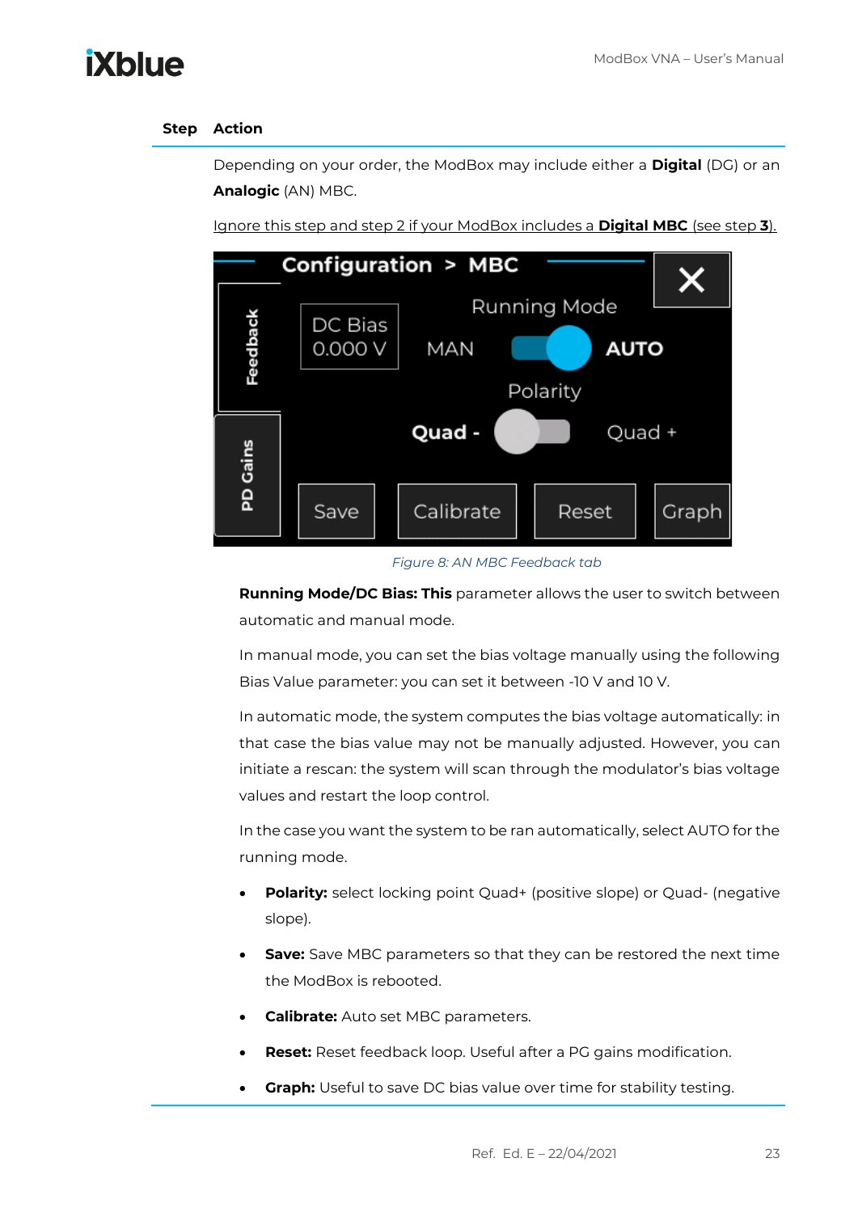| Step | Action |
| --- | --- |
| | Depending on your order, the ModBox may include either a **Digital** (DG) or an **Analogic** (AN) MBC. |

Ignore this step and step 2 if your ModBox includes a **Digital MBC** (see step **3**).

*Figure 8: AN MBC Feedback tab*

**Running Mode/DC Bias: This** parameter allows the user to switch between automatic and manual mode.

In manual mode, you can set the bias voltage manually using the following Bias Value parameter: you can set it between -10 V and 10 V.

In automatic mode, the system computes the bias voltage automatically: in that case the bias value may not be manually adjusted. However, you can initiate a rescan: the system will scan through the modulator's bias voltage values and restart the loop control.

In the case you want the system to be ran automatically, select AUTO for the running mode.

- **Polarity:** select locking point Quad+ (positive slope) or Quad- (negative slope).
- **Save:** Save MBC parameters so that they can be restored the next time the ModBox is rebooted.
- **Calibrate:** Auto set MBC parameters.
- **Reset:** Reset feedback loop. Useful after a PG gains modification.
- **Graph:** Useful to save DC bias value over time for stability testing.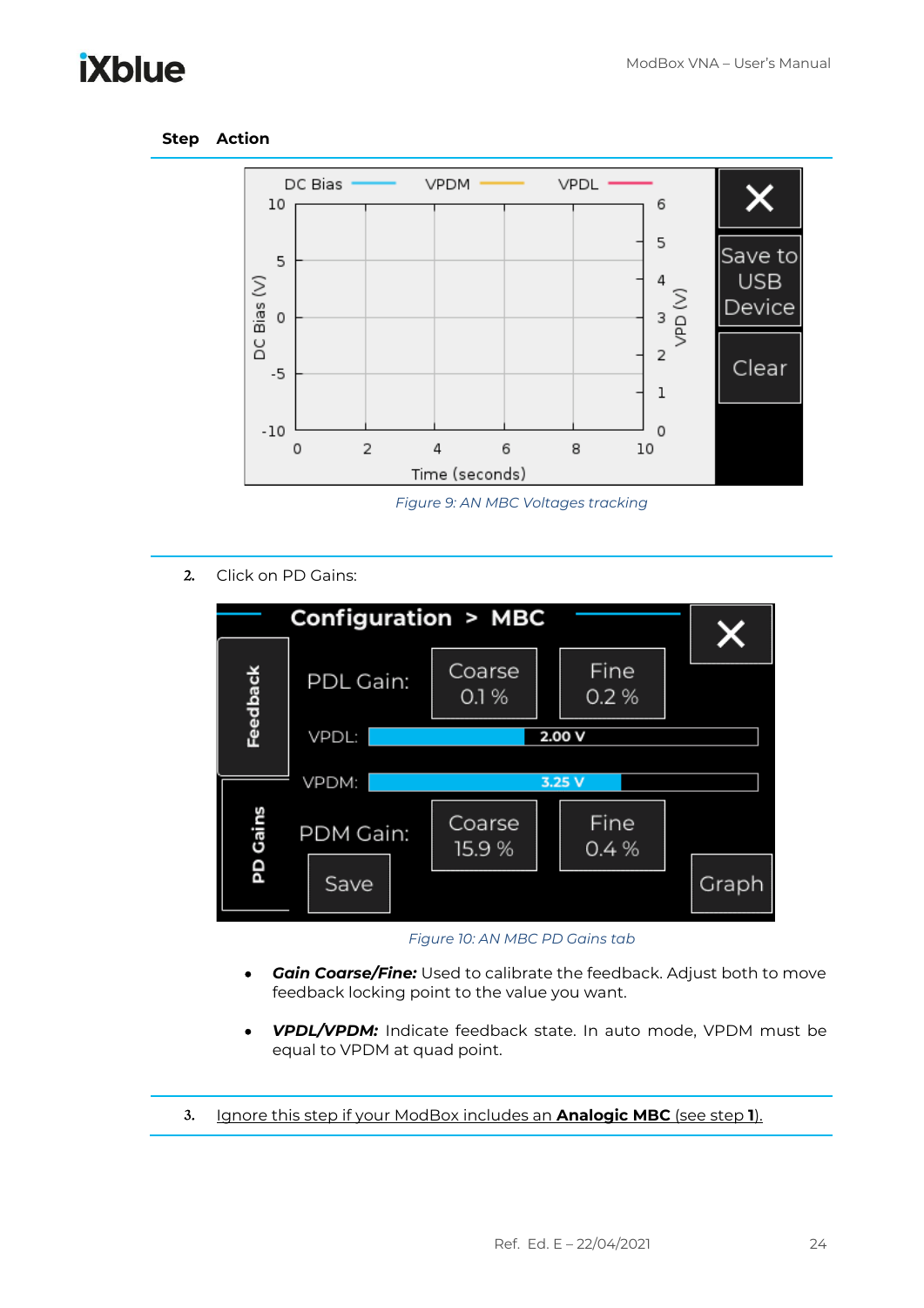| Step | Action |
|---|---|
| | Figure 9: AN MBC Voltages tracking |
| 2. | Click on PD Gains: |
| | Figure 10: AN MBC PD Gains tab |
| | • ***Gain Coarse/Fine:*** Used to calibrate the feedback. Adjust both to move feedback locking point to the value you want. |
| | • ***VPDL/VPDM:*** Indicate feedback state. In auto mode, VPDM must be equal to VPDM at quad point. |
| 3. | Ignore this step if your ModBox includes an **Analogic MBC** (see step **1**). |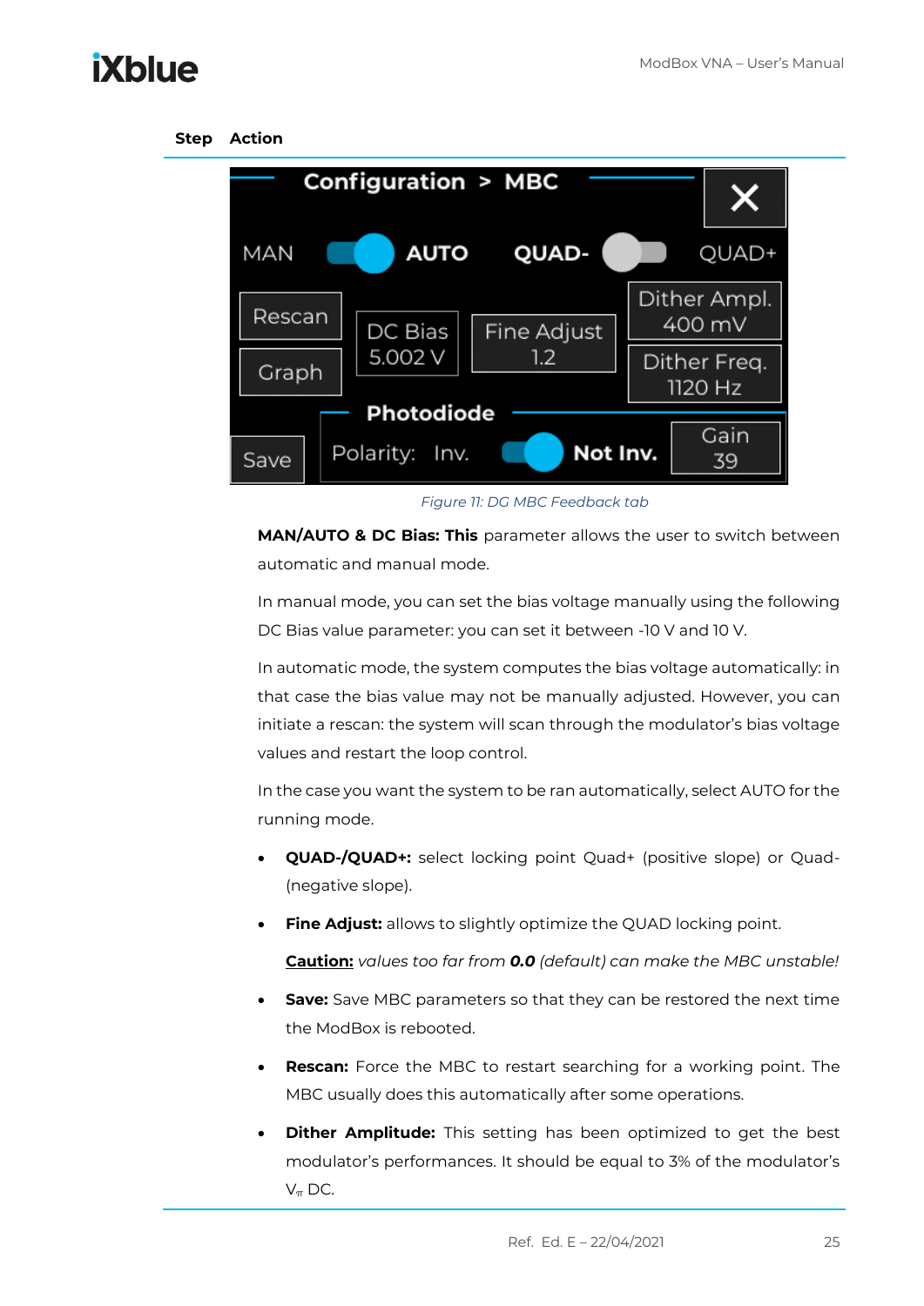| Step | Action |
|---|---|

Figure 11: DG MBC Feedback tab

**MAN/AUTO & DC Bias: This** parameter allows the user to switch between automatic and manual mode.

In manual mode, you can set the bias voltage manually using the following DC Bias value parameter: you can set it between -10 V and 10 V.

In automatic mode, the system computes the bias voltage automatically: in that case the bias value may not be manually adjusted. However, you can initiate a rescan: the system will scan through the modulator's bias voltage values and restart the loop control.

In the case you want the system to be ran automatically, select AUTO for the running mode.

- **QUAD-/QUAD+:** select locking point Quad+ (positive slope) or Quad- (negative slope).
- **Fine Adjust:** allows to slightly optimize the QUAD locking point.

  __**Caution:**__ *values too far from **0.0** (default) can make the MBC unstable!*
- **Save:** Save MBC parameters so that they can be restored the next time the ModBox is rebooted.
- **Rescan:** Force the MBC to restart searching for a working point. The MBC usually does this automatically after some operations.
- **Dither Amplitude:** This setting has been optimized to get the best modulator's performances. It should be equal to 3% of the modulator's $V_{\pi}$ DC.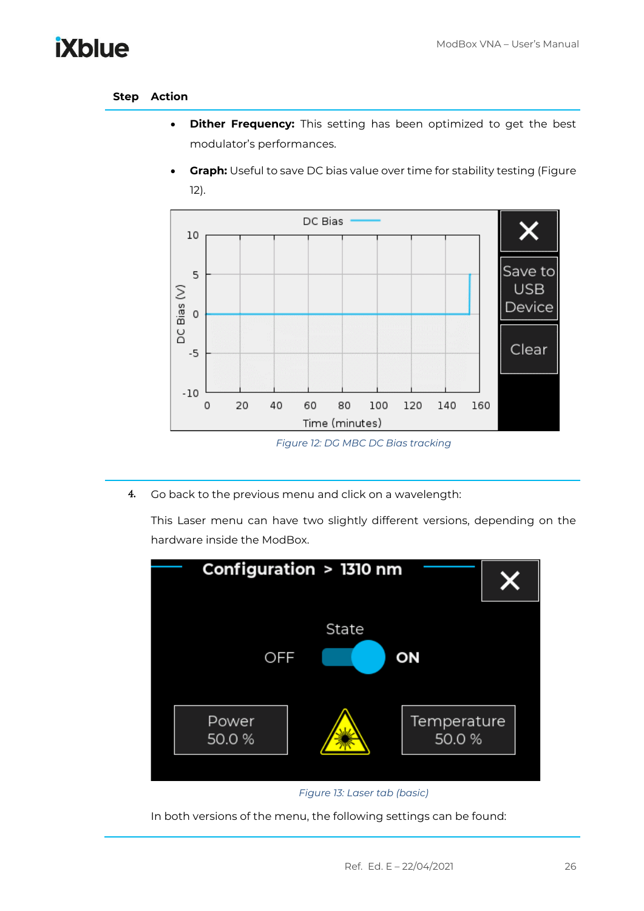| Step | Action |
|---|---|
| | • **Dither Frequency:** This setting has been optimized to get the best modulator's performances.<br>• **Graph:** Useful to save DC bias value over time for stability testing (Figure 12). |

*Figure 12: DG MBC DC Bias tracking*

| Step | Action |
|---|---|
| 4. | Go back to the previous menu and click on a wavelength:<br><br>This Laser menu can have two slightly different versions, depending on the hardware inside the ModBox. |

*Figure 13: Laser tab (basic)*

In both versions of the menu, the following settings can be found: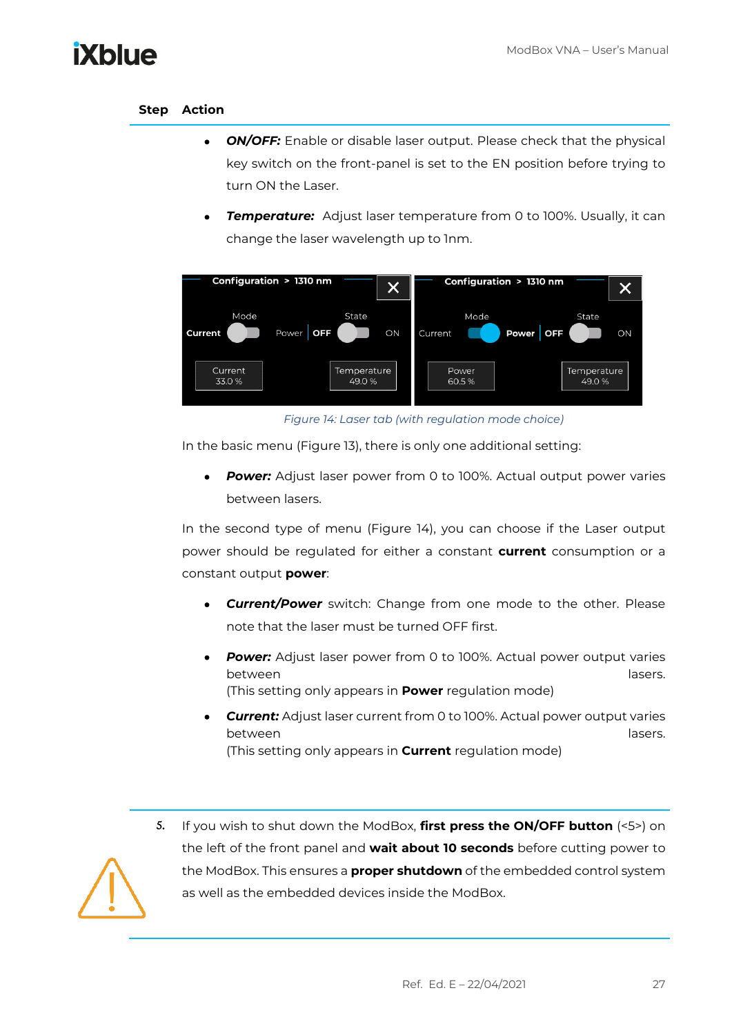| Step | Action |
|---|---|

- ***ON/OFF:*** Enable or disable laser output. Please check that the physical key switch on the front-panel is set to the EN position before trying to turn ON the Laser.
- ***Temperature:*** Adjust laser temperature from 0 to 100%. Usually, it can change the laser wavelength up to 1nm.

*Figure 14: Laser tab (with regulation mode choice)*

In the basic menu (Figure 13), there is only one additional setting:

- ***Power:*** Adjust laser power from 0 to 100%. Actual output power varies between lasers.

In the second type of menu (Figure 14), you can choose if the Laser output power should be regulated for either a constant **current** consumption or a constant output **power**:

- ***Current/Power*** switch: Change from one mode to the other. Please note that the laser must be turned OFF first.
- ***Power:*** Adjust laser power from 0 to 100%. Actual power output varies between lasers.
  (This setting only appears in **Power** regulation mode)
- ***Current:*** Adjust laser current from 0 to 100%. Actual power output varies between lasers.
  (This setting only appears in **Current** regulation mode)

5. If you wish to shut down the ModBox, **first press the ON/OFF button** (<5>) on the left of the front panel and **wait about 10 seconds** before cutting power to the ModBox. This ensures a **proper shutdown** of the embedded control system as well as the embedded devices inside the ModBox.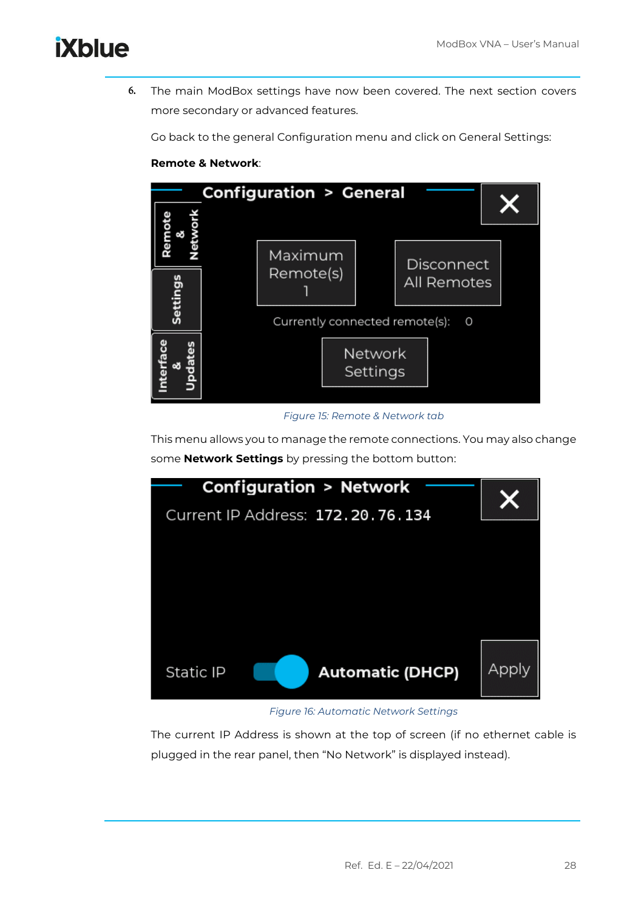6. The main ModBox settings have now been covered. The next section covers more secondary or advanced features.

   Go back to the general Configuration menu and click on General Settings:

   **Remote & Network**:

   *Figure 15: Remote & Network tab*

   This menu allows you to manage the remote connections. You may also change some **Network Settings** by pressing the bottom button:

   *Figure 16: Automatic Network Settings*

   The current IP Address is shown at the top of screen (if no ethernet cable is plugged in the rear panel, then "No Network" is displayed instead).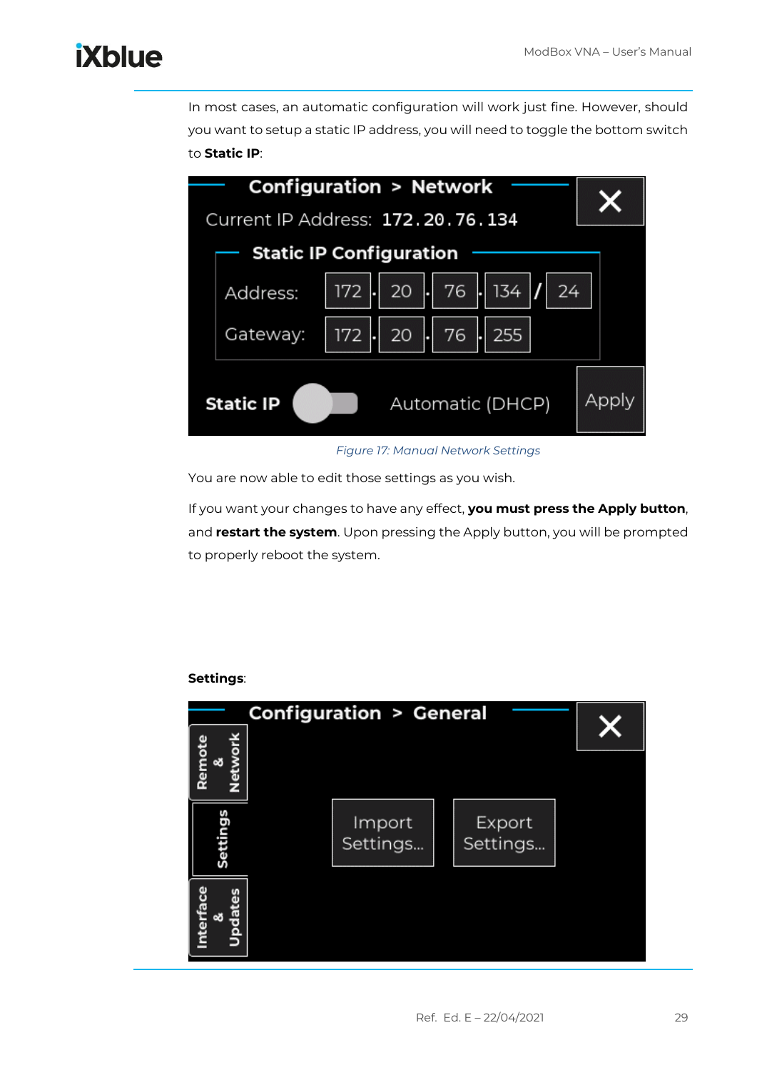In most cases, an automatic configuration will work just fine. However, should you want to setup a static IP address, you will need to toggle the bottom switch to **Static IP**:

*Figure 17: Manual Network Settings*

You are now able to edit those settings as you wish.

If you want your changes to have any effect, **you must press the Apply button**, and **restart the system**. Upon pressing the Apply button, you will be prompted to properly reboot the system.

**Settings**: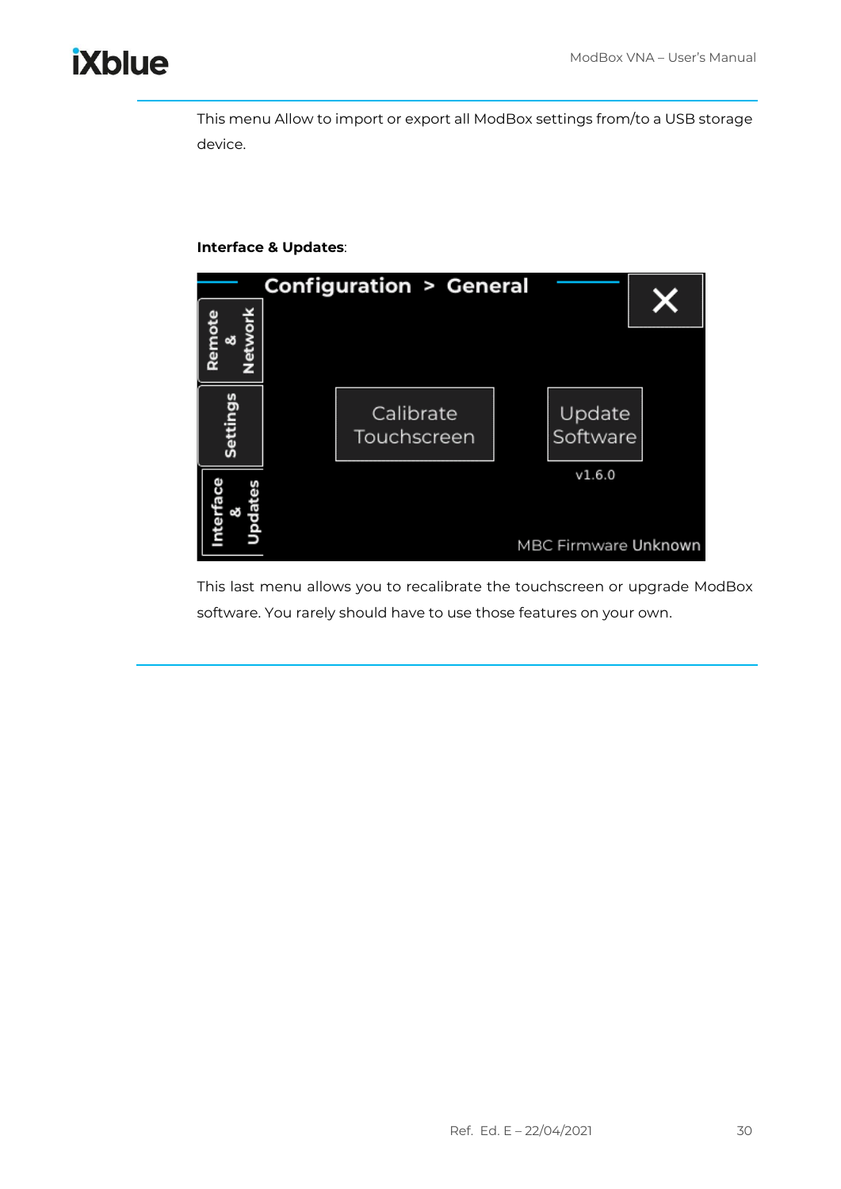This menu Allow to import or export all ModBox settings from/to a USB storage device.

**Interface & Updates**:

This last menu allows you to recalibrate the touchscreen or upgrade ModBox software. You rarely should have to use those features on your own.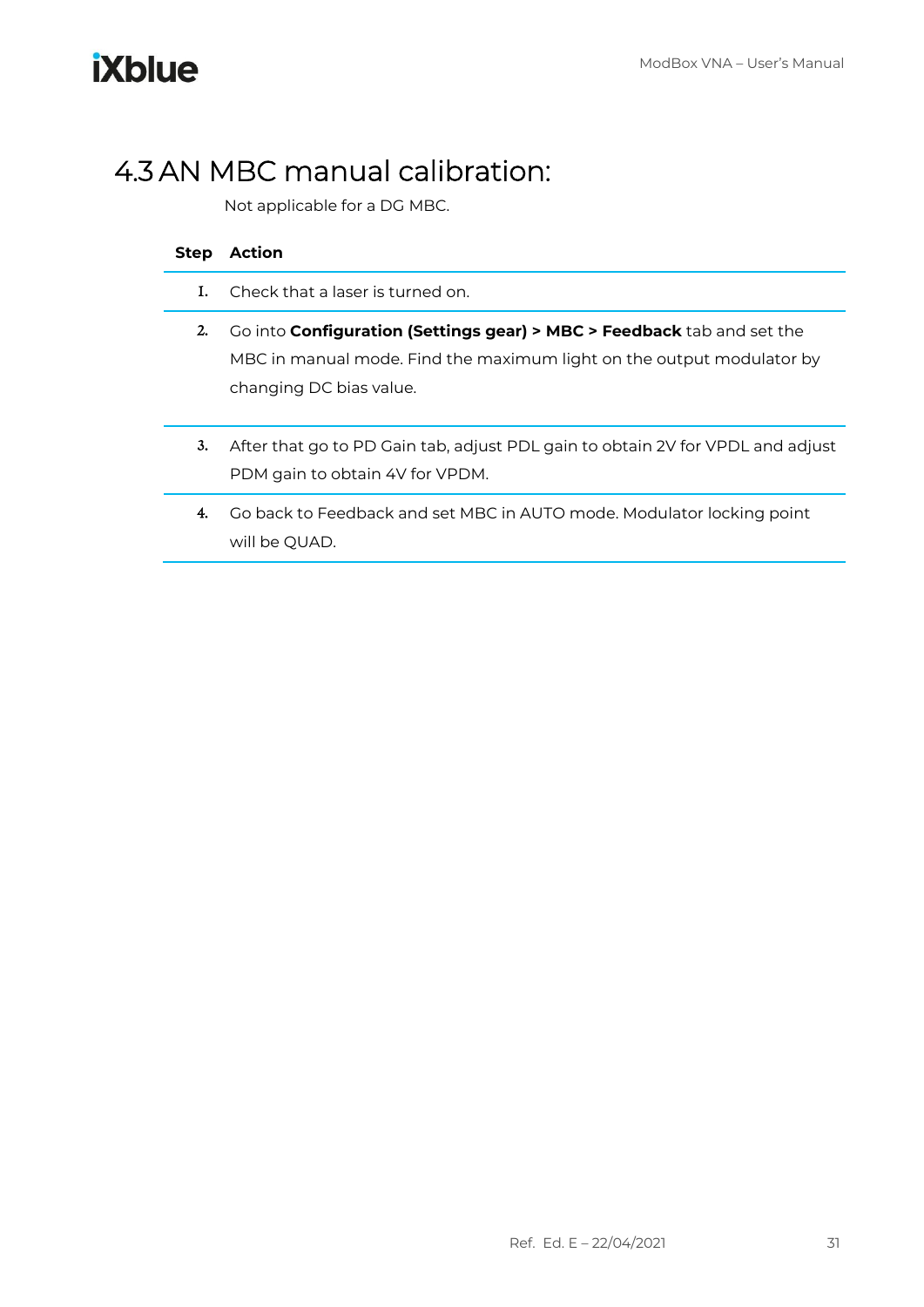## 4.3 AN MBC manual calibration:

Not applicable for a DG MBC.

| Step | Action |
| --- | --- |
| 1. | Check that a laser is turned on. |
| 2. | Go into **Configuration (Settings gear) > MBC > Feedback** tab and set the MBC in manual mode. Find the maximum light on the output modulator by changing DC bias value. |
| 3. | After that go to PD Gain tab, adjust PDL gain to obtain 2V for VPDL and adjust PDM gain to obtain 4V for VPDM. |
| 4. | Go back to Feedback and set MBC in AUTO mode. Modulator locking point will be QUAD. |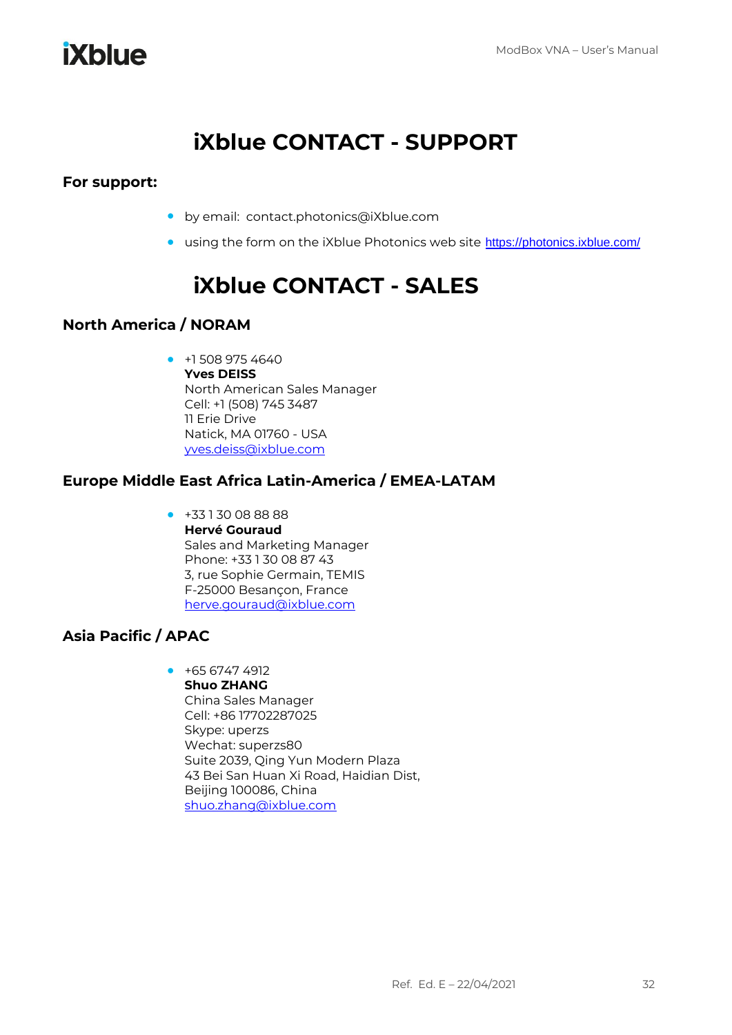# iXblue CONTACT - SUPPORT

**For support:**

- by email:  contact.photonics@iXblue.com
- using the form on the iXblue Photonics web site https://photonics.ixblue.com/

# iXblue CONTACT - SALES

### North America / NORAM

- +1 508 975 4640
  **Yves DEISS**
  North American Sales Manager
  Cell: +1 (508) 745 3487
  11 Erie Drive
  Natick, MA 01760 - USA
  yves.deiss@ixblue.com

### Europe Middle East Africa Latin-America / EMEA-LATAM

- +33 1 30 08 88 88
  **Hervé Gouraud**
  Sales and Marketing Manager
  Phone: +33 1 30 08 87 43
  3, rue Sophie Germain, TEMIS
  F-25000 Besançon, France
  herve.gouraud@ixblue.com

### Asia Pacific / APAC

- +65 6747 4912
  **Shuo ZHANG**
  China Sales Manager
  Cell: +86 17702287025
  Skype: uperzs
  Wechat: superzs80
  Suite 2039, Qing Yun Modern Plaza
  43 Bei San Huan Xi Road, Haidian Dist,
  Beijing 100086, China
  shuo.zhang@ixblue.com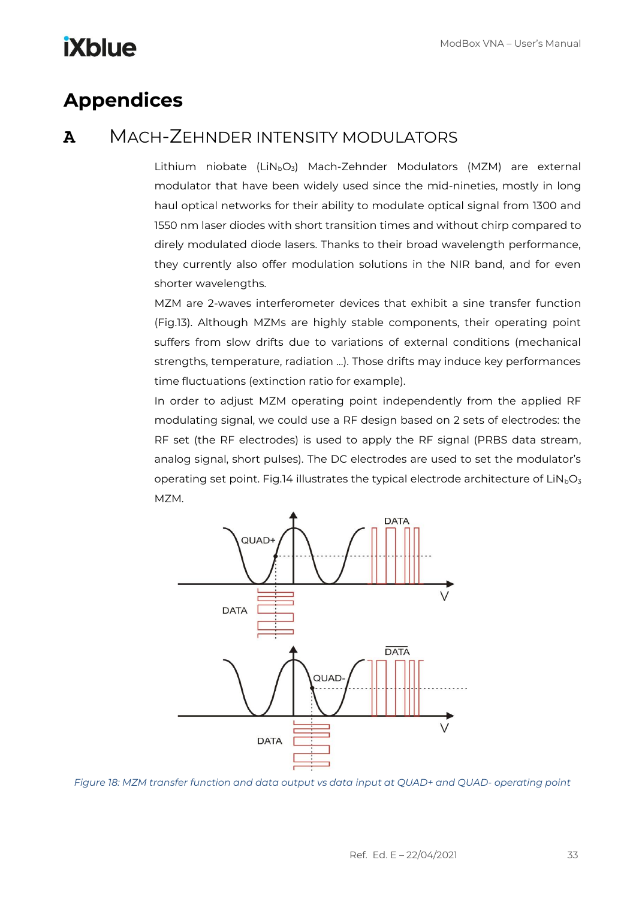# Appendices

## A MACH-ZEHNDER INTENSITY MODULATORS

Lithium niobate ($LiN_bO_3$) Mach-Zehnder Modulators (MZM) are external modulator that have been widely used since the mid-nineties, mostly in long haul optical networks for their ability to modulate optical signal from 1300 and 1550 nm laser diodes with short transition times and without chirp compared to direly modulated diode lasers. Thanks to their broad wavelength performance, they currently also offer modulation solutions in the NIR band, and for even shorter wavelengths.

MZM are 2-waves interferometer devices that exhibit a sine transfer function (Fig.13). Although MZMs are highly stable components, their operating point suffers from slow drifts due to variations of external conditions (mechanical strengths, temperature, radiation …). Those drifts may induce key performances time fluctuations (extinction ratio for example).

In order to adjust MZM operating point independently from the applied RF modulating signal, we could use a RF design based on 2 sets of electrodes: the RF set (the RF electrodes) is used to apply the RF signal (PRBS data stream, analog signal, short pulses). The DC electrodes are used to set the modulator's operating set point. Fig.14 illustrates the typical electrode architecture of $LiN_bO_3$ MZM.

*Figure 18: MZM transfer function and data output vs data input at QUAD+ and QUAD- operating point*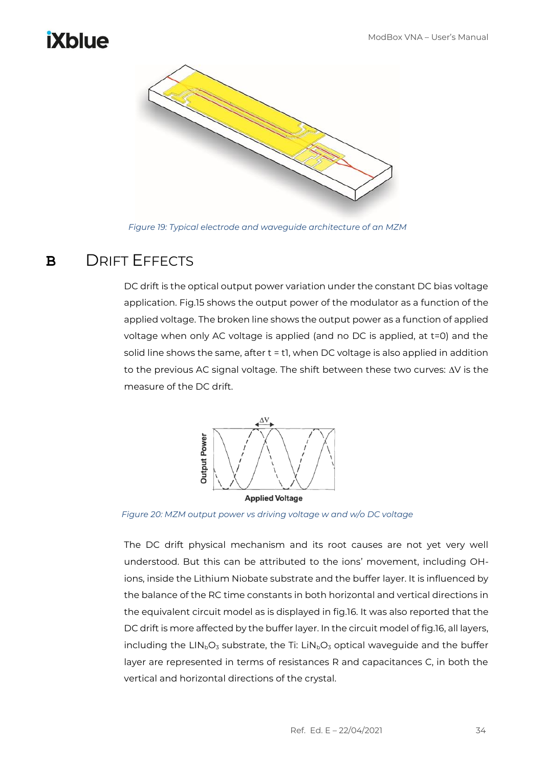Figure 19: Typical electrode and waveguide architecture of an MZM

## B DRIFT EFFECTS

DC drift is the optical output power variation under the constant DC bias voltage application. Fig.15 shows the output power of the modulator as a function of the applied voltage. The broken line shows the output power as a function of applied voltage when only AC voltage is applied (and no DC is applied, at t=0) and the solid line shows the same, after t = t1, when DC voltage is also applied in addition to the previous AC signal voltage. The shift between these two curves: ΔV is the measure of the DC drift.

Figure 20: MZM output power vs driving voltage w and w/o DC voltage

The DC drift physical mechanism and its root causes are not yet very well understood. But this can be attributed to the ions' movement, including OH- ions, inside the Lithium Niobate substrate and the buffer layer. It is influenced by the balance of the RC time constants in both horizontal and vertical directions in the equivalent circuit model as is displayed in fig.16. It was also reported that the DC drift is more affected by the buffer layer. In the circuit model of fig.16, all layers, including the $LIN_bO_3$ substrate, the Ti: $LiN_bO_3$ optical waveguide and the buffer layer are represented in terms of resistances R and capacitances C, in both the vertical and horizontal directions of the crystal.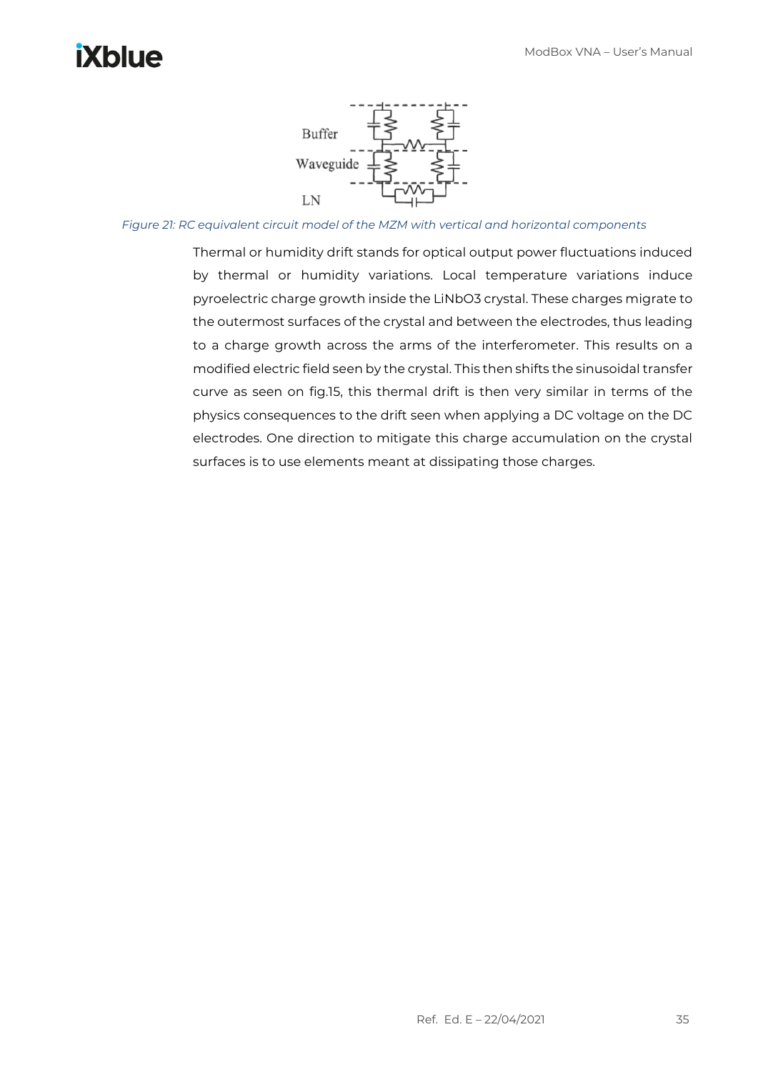Buffer

Waveguide

LN

*Figure 21: RC equivalent circuit model of the MZM with vertical and horizontal components*

Thermal or humidity drift stands for optical output power fluctuations induced by thermal or humidity variations. Local temperature variations induce pyroelectric charge growth inside the LiNbO3 crystal. These charges migrate to the outermost surfaces of the crystal and between the electrodes, thus leading to a charge growth across the arms of the interferometer. This results on a modified electric field seen by the crystal. This then shifts the sinusoidal transfer curve as seen on fig.15, this thermal drift is then very similar in terms of the physics consequences to the drift seen when applying a DC voltage on the DC electrodes. One direction to mitigate this charge accumulation on the crystal surfaces is to use elements meant at dissipating those charges.